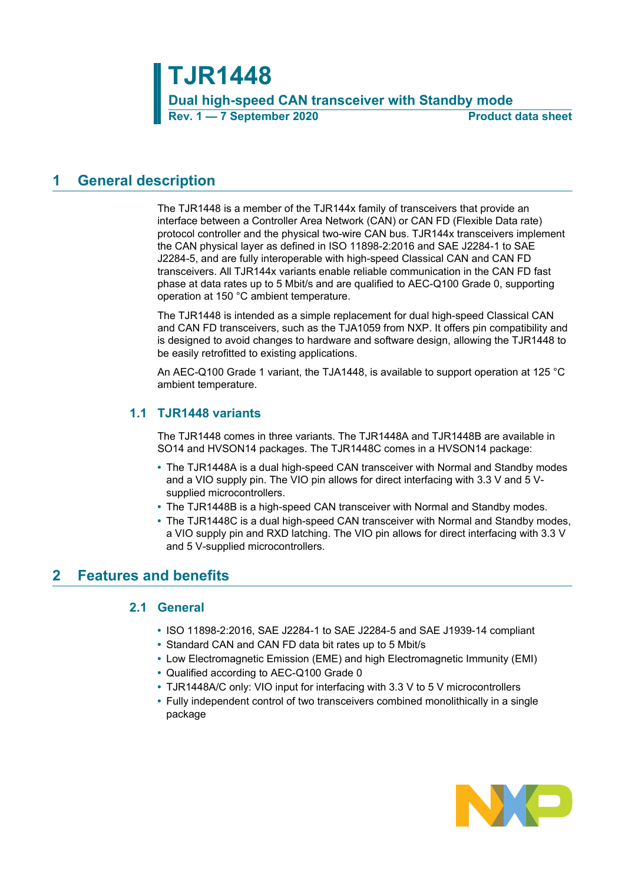# TJR1448

**Dual high-speed CAN transceiver with Standby mode**

**Rev. 1 — 7 September 2020** **Product data sheet**

## 1 General description

The TJR1448 is a member of the TJR144x family of transceivers that provide an interface between a Controller Area Network (CAN) or CAN FD (Flexible Data rate) protocol controller and the physical two-wire CAN bus. TJR144x transceivers implement the CAN physical layer as defined in ISO 11898-2:2016 and SAE J2284-1 to SAE J2284-5, and are fully interoperable with high-speed Classical CAN and CAN FD transceivers. All TJR144x variants enable reliable communication in the CAN FD fast phase at data rates up to 5 Mbit/s and are qualified to AEC-Q100 Grade 0, supporting operation at 150 °C ambient temperature.

The TJR1448 is intended as a simple replacement for dual high-speed Classical CAN and CAN FD transceivers, such as the TJA1059 from NXP. It offers pin compatibility and is designed to avoid changes to hardware and software design, allowing the TJR1448 to be easily retrofitted to existing applications.

An AEC-Q100 Grade 1 variant, the TJA1448, is available to support operation at 125 °C ambient temperature.

### 1.1 TJR1448 variants

The TJR1448 comes in three variants. The TJR1448A and TJR1448B are available in SO14 and HVSON14 packages. The TJR1448C comes in a HVSON14 package:

- The TJR1448A is a dual high-speed CAN transceiver with Normal and Standby modes and a VIO supply pin. The VIO pin allows for direct interfacing with 3.3 V and 5 V-supplied microcontrollers.
- The TJR1448B is a high-speed CAN transceiver with Normal and Standby modes.
- The TJR1448C is a dual high-speed CAN transceiver with Normal and Standby modes, a VIO supply pin and RXD latching. The VIO pin allows for direct interfacing with 3.3 V and 5 V-supplied microcontrollers.

## 2 Features and benefits

### 2.1 General

- ISO 11898-2:2016, SAE J2284-1 to SAE J2284-5 and SAE J1939-14 compliant
- Standard CAN and CAN FD data bit rates up to 5 Mbit/s
- Low Electromagnetic Emission (EME) and high Electromagnetic Immunity (EMI)
- Qualified according to AEC-Q100 Grade 0
- TJR1448A/C only: VIO input for interfacing with 3.3 V to 5 V microcontrollers
- Fully independent control of two transceivers combined monolithically in a single package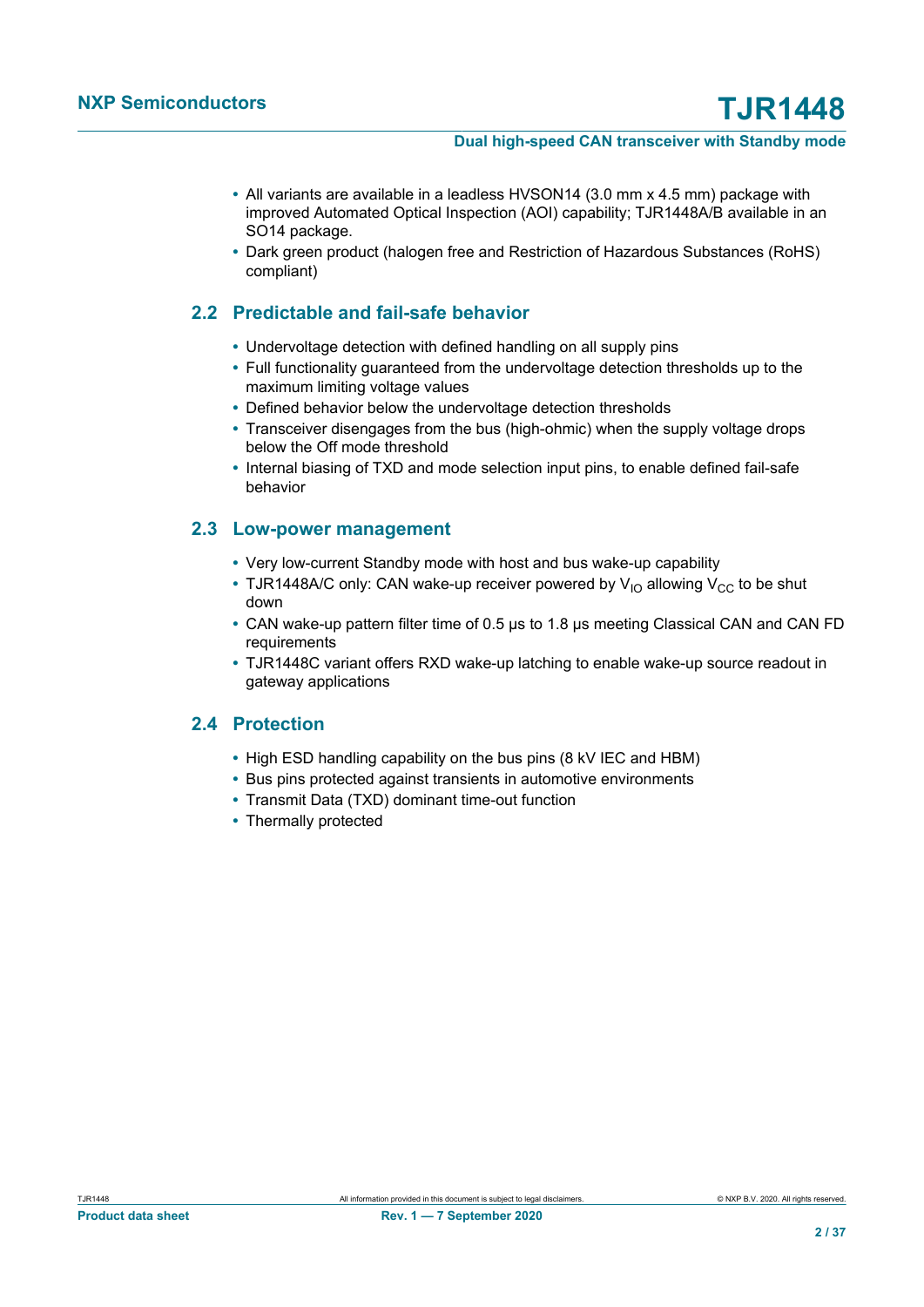- All variants are available in a leadless HVSON14 (3.0 mm x 4.5 mm) package with improved Automated Optical Inspection (AOI) capability; TJR1448A/B available in an SO14 package.
- Dark green product (halogen free and Restriction of Hazardous Substances (RoHS) compliant)

## 2.2 Predictable and fail-safe behavior

- Undervoltage detection with defined handling on all supply pins
- Full functionality guaranteed from the undervoltage detection thresholds up to the maximum limiting voltage values
- Defined behavior below the undervoltage detection thresholds
- Transceiver disengages from the bus (high-ohmic) when the supply voltage drops below the Off mode threshold
- Internal biasing of TXD and mode selection input pins, to enable defined fail-safe behavior

## 2.3 Low-power management

- Very low-current Standby mode with host and bus wake-up capability
- TJR1448A/C only: CAN wake-up receiver powered by $V_{IO}$ allowing $V_{CC}$ to be shut down
- CAN wake-up pattern filter time of 0.5 µs to 1.8 µs meeting Classical CAN and CAN FD requirements
- TJR1448C variant offers RXD wake-up latching to enable wake-up source readout in gateway applications

## 2.4 Protection

- High ESD handling capability on the bus pins (8 kV IEC and HBM)
- Bus pins protected against transients in automotive environments
- Transmit Data (TXD) dominant time-out function
- Thermally protected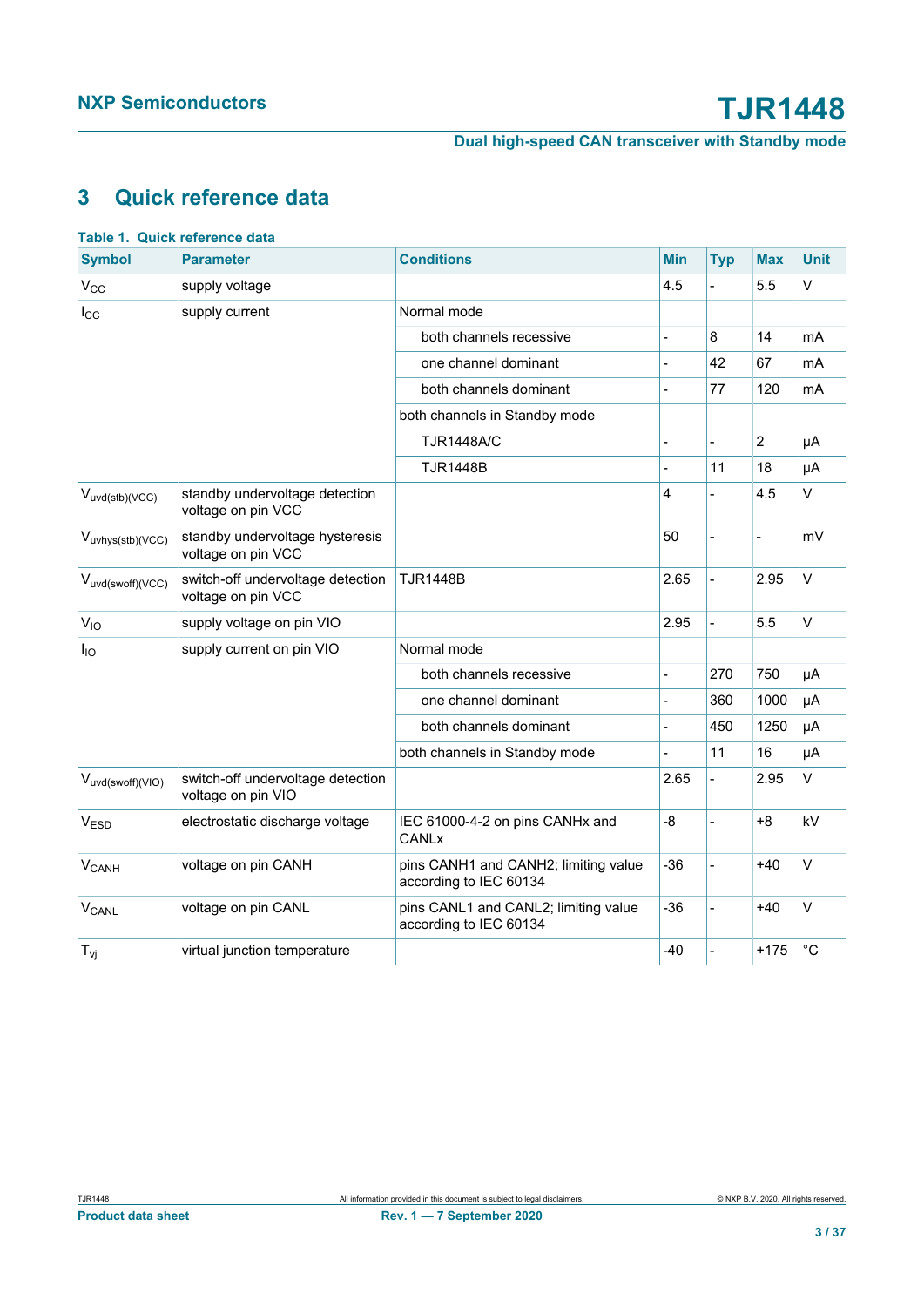## 3 Quick reference data

**Table 1. Quick reference data**

| Symbol | Parameter | Conditions | Min | Typ | Max | Unit |
|---|---|---|---|---|---|---|
| $V_{CC}$ | supply voltage | | 4.5 | - | 5.5 | V |
| $I_{CC}$ | supply current | Normal mode | | | | |
| | | both channels recessive | - | 8 | 14 | mA |
| | | one channel dominant | - | 42 | 67 | mA |
| | | both channels dominant | - | 77 | 120 | mA |
| | | both channels in Standby mode | | | | |
| | | TJR1448A/C | - | - | 2 | μA |
| | | TJR1448B | - | 11 | 18 | μA |
| $V_{uvd(stb)(VCC)}$ | standby undervoltage detection voltage on pin VCC | | 4 | - | 4.5 | V |
| $V_{uvhys(stb)(VCC)}$ | standby undervoltage hysteresis voltage on pin VCC | | 50 | - | - | mV |
| $V_{uvd(swoff)(VCC)}$ | switch-off undervoltage detection voltage on pin VCC | TJR1448B | 2.65 | - | 2.95 | V |
| $V_{IO}$ | supply voltage on pin VIO | | 2.95 | - | 5.5 | V |
| $I_{IO}$ | supply current on pin VIO | Normal mode | | | | |
| | | both channels recessive | - | 270 | 750 | μA |
| | | one channel dominant | - | 360 | 1000 | μA |
| | | both channels dominant | - | 450 | 1250 | μA |
| | | both channels in Standby mode | - | 11 | 16 | μA |
| $V_{uvd(swoff)(VIO)}$ | switch-off undervoltage detection voltage on pin VIO | | 2.65 | - | 2.95 | V |
| $V_{ESD}$ | electrostatic discharge voltage | IEC 61000-4-2 on pins CANHx and CANLx | -8 | - | +8 | kV |
| $V_{CANH}$ | voltage on pin CANH | pins CANH1 and CANH2; limiting value according to IEC 60134 | -36 | - | +40 | V |
| $V_{CANL}$ | voltage on pin CANL | pins CANL1 and CANL2; limiting value according to IEC 60134 | -36 | - | +40 | V |
| $T_{vj}$ | virtual junction temperature | | -40 | - | +175 | °C |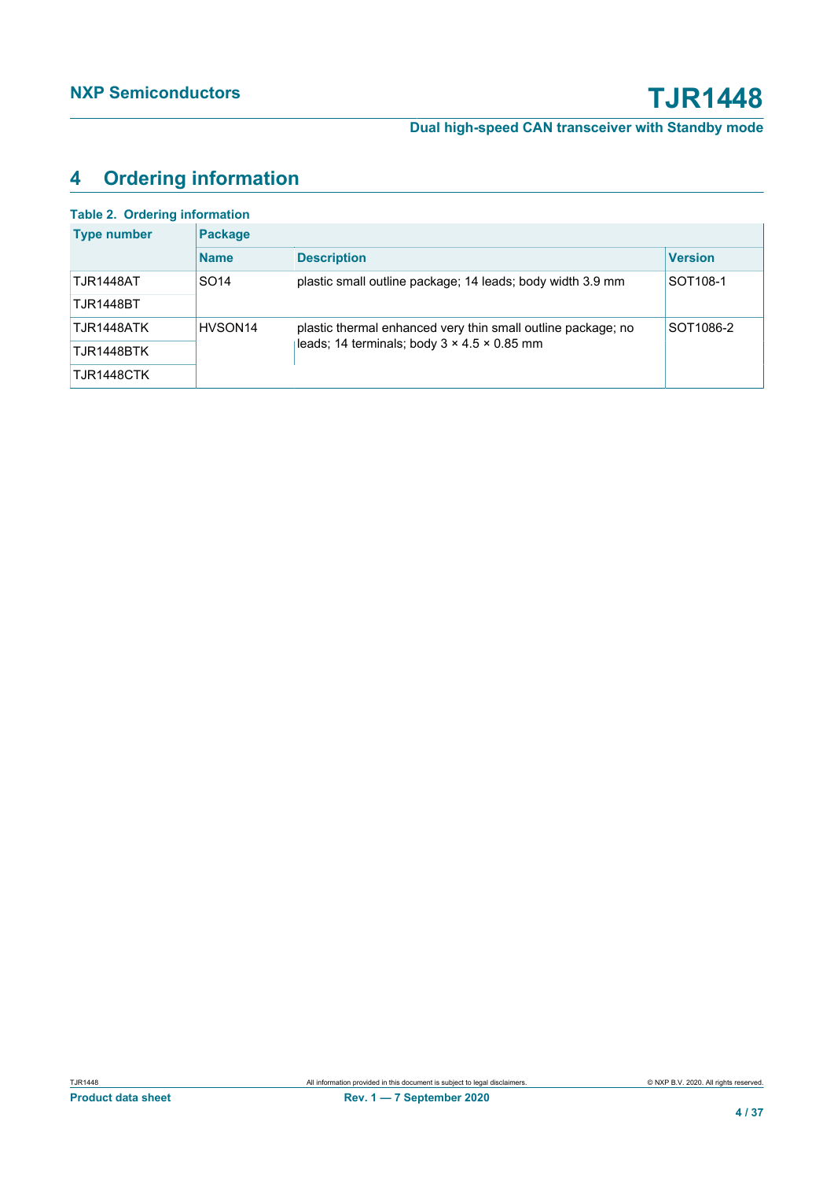## 4 Ordering information

**Table 2. Ordering information**

| Type number | Package | | |
|---|---|---|---|
| | Name | Description | Version |
| TJR1448AT | SO14 | plastic small outline package; 14 leads; body width 3.9 mm | SOT108-1 |
| TJR1448BT | | | |
| TJR1448ATK | HVSON14 | plastic thermal enhanced very thin small outline package; no leads; 14 terminals; body 3 × 4.5 × 0.85 mm | SOT1086-2 |
| TJR1448BTK | | | |
| TJR1448CTK | | | |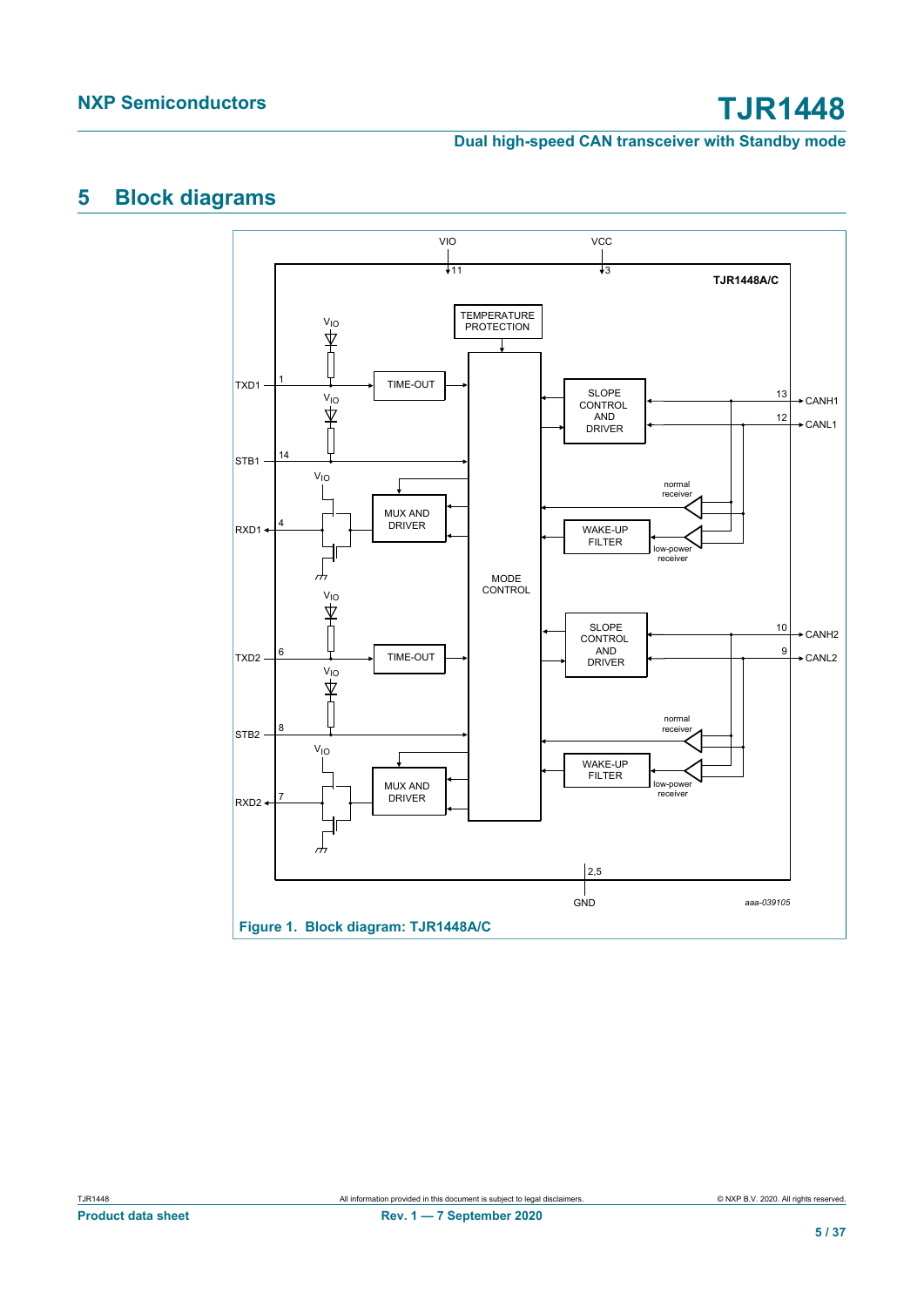## 5 Block diagrams

Figure 1. Block diagram: TJR1448A/C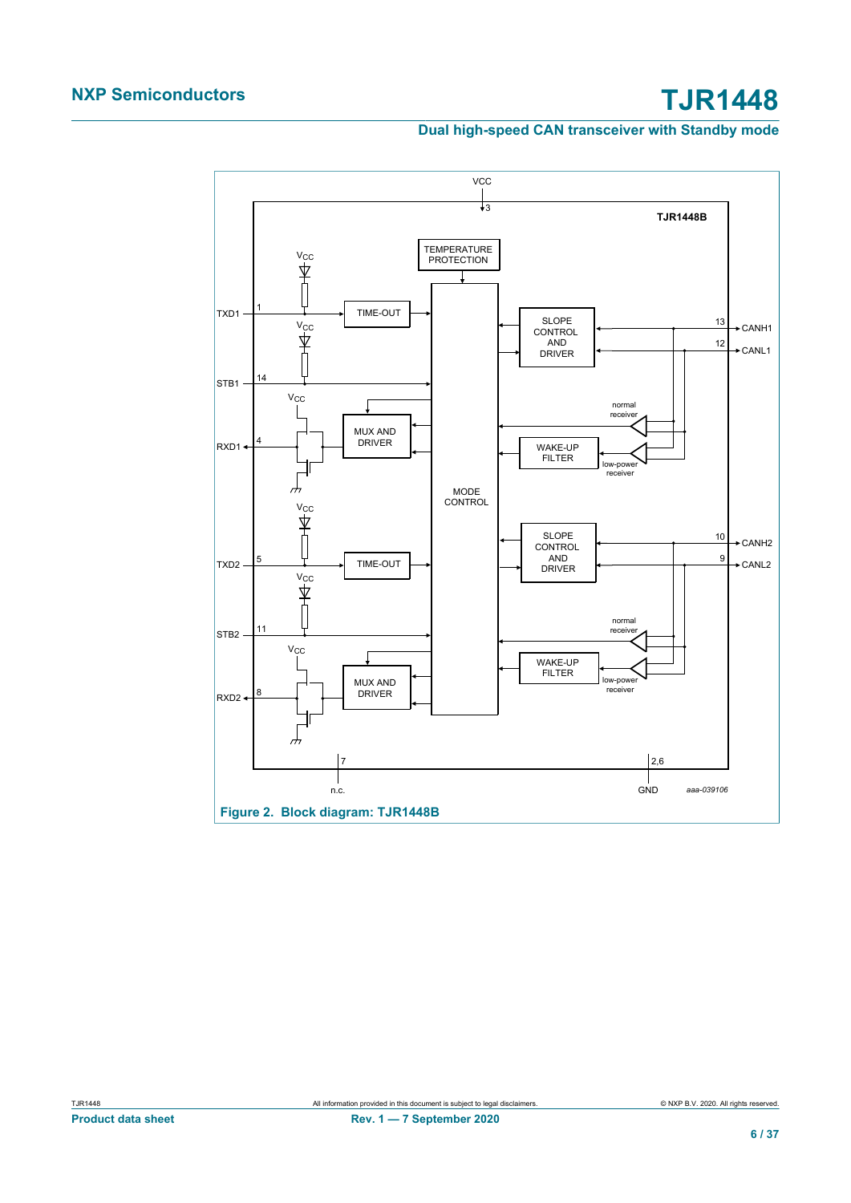**Figure 2. Block diagram: TJR1448B**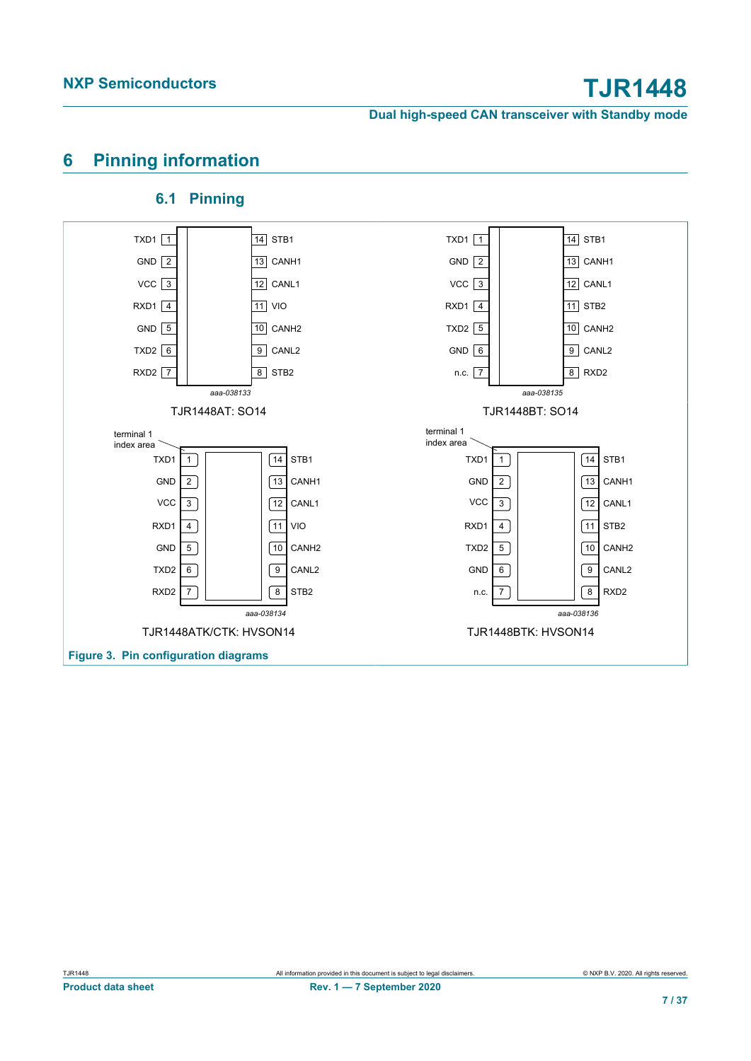# 6 Pinning information

## 6.1 Pinning

| Pin | TJR1448AT: SO14 | TJR1448BT: SO14 | TJR1448ATK/CTK: HVSON14 | TJR1448BTK: HVSON14 |
|---|---|---|---|---|
| 1 | TXD1 | TXD1 | TXD1 | TXD1 |
| 2 | GND | GND | GND | GND |
| 3 | VCC | VCC | VCC | VCC |
| 4 | RXD1 | RXD1 | RXD1 | RXD1 |
| 5 | GND | TXD2 | GND | TXD2 |
| 6 | TXD2 | GND | TXD2 | GND |
| 7 | RXD2 | n.c. | RXD2 | n.c. |
| 8 | STB2 | RXD2 | STB2 | RXD2 |
| 9 | CANL2 | CANL2 | CANL2 | CANL2 |
| 10 | CANH2 | CANH2 | CANH2 | CANH2 |
| 11 | VIO | STB2 | VIO | STB2 |
| 12 | CANL1 | CANL1 | CANL1 | CANL1 |
| 13 | CANH1 | CANH1 | CANH1 | CANH1 |
| 14 | STB1 | STB1 | STB1 | STB1 |

aaa-038133, aaa-038135, aaa-038134, aaa-038136

HVSON14 packages: terminal 1 index area

**Figure 3. Pin configuration diagrams**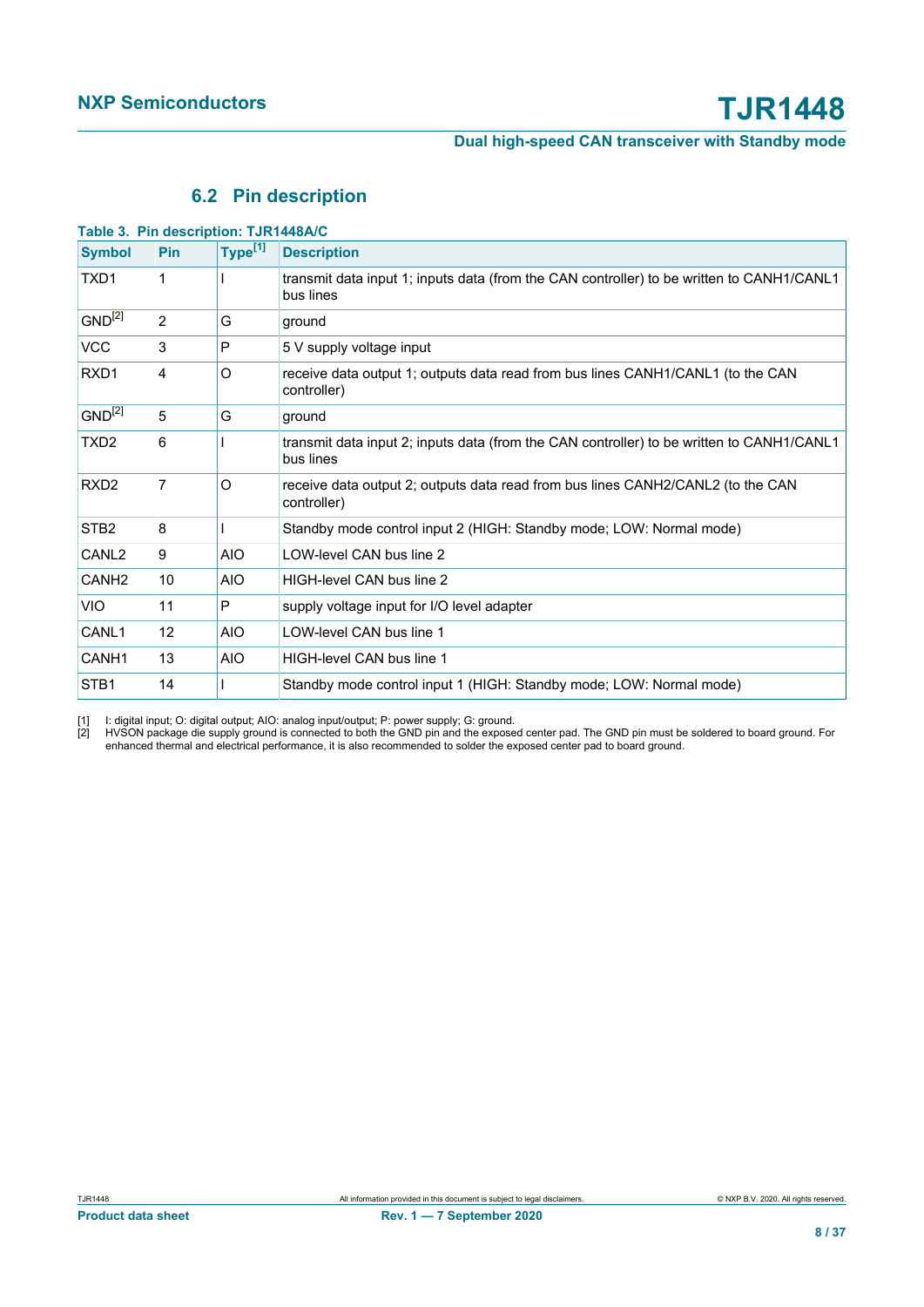### 6.2 Pin description

**Table 3. Pin description: TJR1448A/C**

| Symbol | Pin | Type[1] | Description |
|---|---|---|---|
| TXD1 | 1 | I | transmit data input 1; inputs data (from the CAN controller) to be written to CANH1/CANL1 bus lines |
| GND[2] | 2 | G | ground |
| VCC | 3 | P | 5 V supply voltage input |
| RXD1 | 4 | O | receive data output 1; outputs data read from bus lines CANH1/CANL1 (to the CAN controller) |
| GND[2] | 5 | G | ground |
| TXD2 | 6 | I | transmit data input 2; inputs data (from the CAN controller) to be written to CANH1/CANL1 bus lines |
| RXD2 | 7 | O | receive data output 2; outputs data read from bus lines CANH2/CANL2 (to the CAN controller) |
| STB2 | 8 | I | Standby mode control input 2 (HIGH: Standby mode; LOW: Normal mode) |
| CANL2 | 9 | AIO | LOW-level CAN bus line 2 |
| CANH2 | 10 | AIO | HIGH-level CAN bus line 2 |
| VIO | 11 | P | supply voltage input for I/O level adapter |
| CANL1 | 12 | AIO | LOW-level CAN bus line 1 |
| CANH1 | 13 | AIO | HIGH-level CAN bus line 1 |
| STB1 | 14 | I | Standby mode control input 1 (HIGH: Standby mode; LOW: Normal mode) |

[1] I: digital input; O: digital output; AIO: analog input/output; P: power supply; G: ground.

[2] HVSON package die supply ground is connected to both the GND pin and the exposed center pad. The GND pin must be soldered to board ground. For enhanced thermal and electrical performance, it is also recommended to solder the exposed center pad to board ground.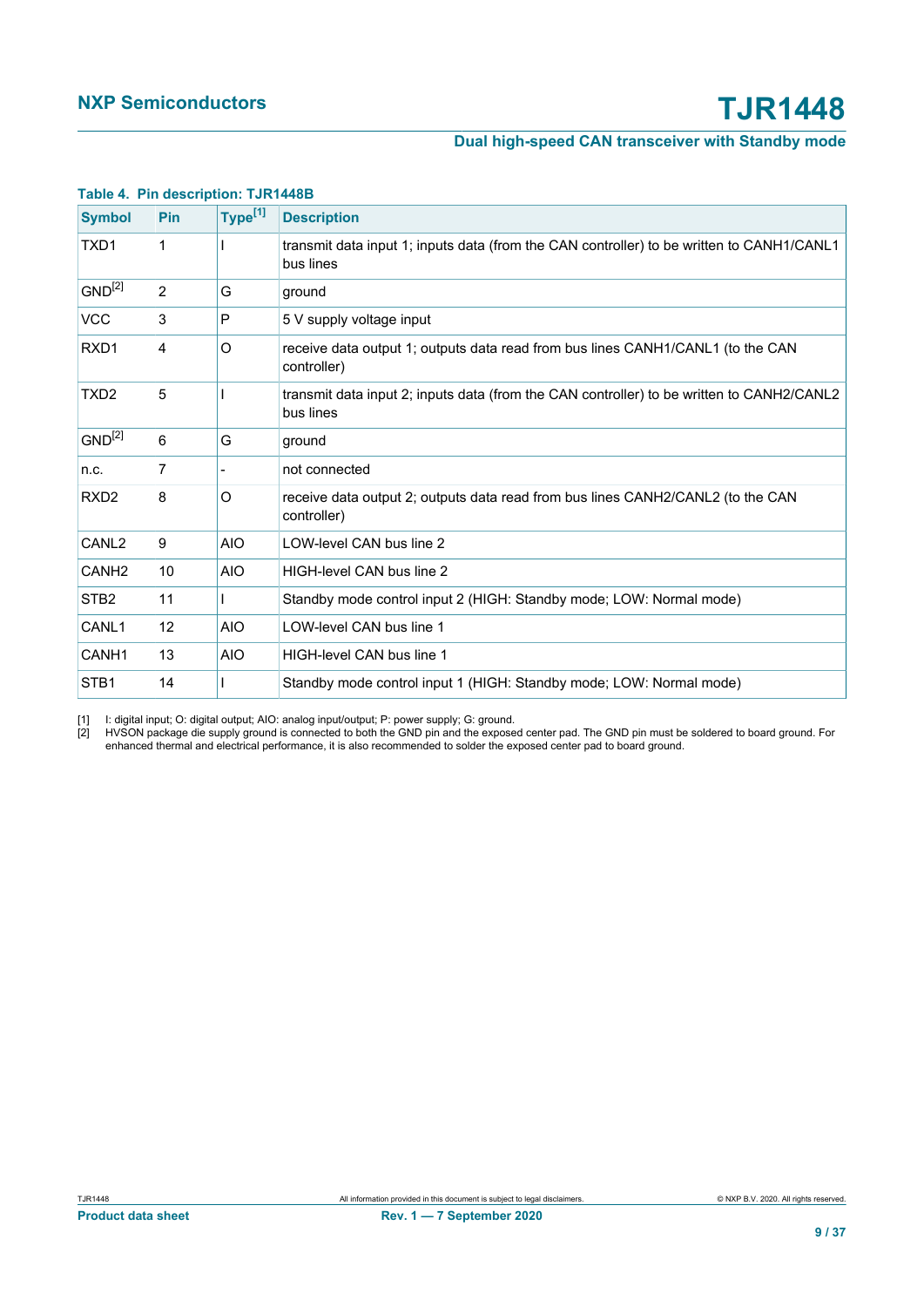**Table 4. Pin description: TJR1448B**

| Symbol | Pin | Type[1] | Description |
|---|---|---|---|
| TXD1 | 1 | I | transmit data input 1; inputs data (from the CAN controller) to be written to CANH1/CANL1 bus lines |
| GND[2] | 2 | G | ground |
| VCC | 3 | P | 5 V supply voltage input |
| RXD1 | 4 | O | receive data output 1; outputs data read from bus lines CANH1/CANL1 (to the CAN controller) |
| TXD2 | 5 | I | transmit data input 2; inputs data (from the CAN controller) to be written to CANH2/CANL2 bus lines |
| GND[2] | 6 | G | ground |
| n.c. | 7 | - | not connected |
| RXD2 | 8 | O | receive data output 2; outputs data read from bus lines CANH2/CANL2 (to the CAN controller) |
| CANL2 | 9 | AIO | LOW-level CAN bus line 2 |
| CANH2 | 10 | AIO | HIGH-level CAN bus line 2 |
| STB2 | 11 | I | Standby mode control input 2 (HIGH: Standby mode; LOW: Normal mode) |
| CANL1 | 12 | AIO | LOW-level CAN bus line 1 |
| CANH1 | 13 | AIO | HIGH-level CAN bus line 1 |
| STB1 | 14 | I | Standby mode control input 1 (HIGH: Standby mode; LOW: Normal mode) |

[1] I: digital input; O: digital output; AIO: analog input/output; P: power supply; G: ground.

[2] HVSON package die supply ground is connected to both the GND pin and the exposed center pad. The GND pin must be soldered to board ground. For enhanced thermal and electrical performance, it is also recommended to solder the exposed center pad to board ground.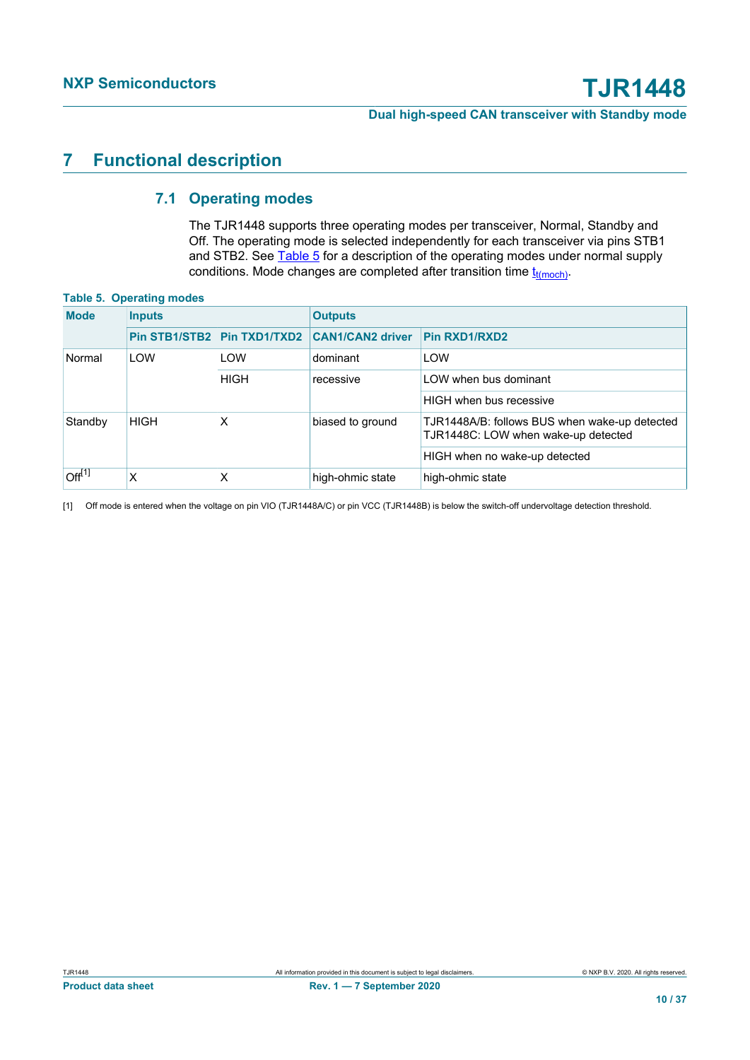# 7 Functional description

## 7.1 Operating modes

The TJR1448 supports three operating modes per transceiver, Normal, Standby and Off. The operating mode is selected independently for each transceiver via pins STB1 and STB2. See Table 5 for a description of the operating modes under normal supply conditions. Mode changes are completed after transition time $t_{t(moch)}$.

**Table 5. Operating modes**

| Mode | Inputs | | Outputs | |
|---|---|---|---|---|
| | Pin STB1/STB2 | Pin TXD1/TXD2 | CAN1/CAN2 driver | Pin RXD1/RXD2 |
| Normal | LOW | LOW | dominant | LOW |
| | | HIGH | recessive | LOW when bus dominant |
| | | | | HIGH when bus recessive |
| Standby | HIGH | X | biased to ground | TJR1448A/B: follows BUS when wake-up detected TJR1448C: LOW when wake-up detected |
| | | | | HIGH when no wake-up detected |
| Off[1] | X | X | high-ohmic state | high-ohmic state |

[1] Off mode is entered when the voltage on pin VIO (TJR1448A/C) or pin VCC (TJR1448B) is below the switch-off undervoltage detection threshold.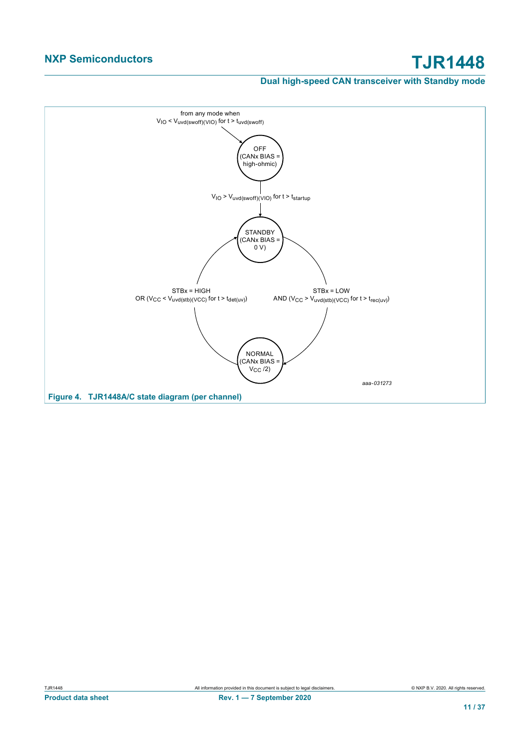from any mode when
$V_{IO} < V_{uvd(swoff)(VIO)}$ for $t > t_{uvd(swoff)}$

OFF
(CANx BIAS =
high-ohmic)

$V_{IO} > V_{uvd(swoff)(VIO)}$ for $t > t_{startup}$

STANDBY
(CANx BIAS =
0 V)

STBx = HIGH
OR ($V_{CC} < V_{uvd(stb)(VCC)}$ for $t > t_{det(uv)}$)

STBx = LOW
AND ($V_{CC} > V_{uvd(stb)(VCC)}$ for $t > t_{rec(uv)}$)

NORMAL
(CANx BIAS =
$V_{CC}$ /2)

*aaa-031273*

**Figure 4. TJR1448A/C state diagram (per channel)**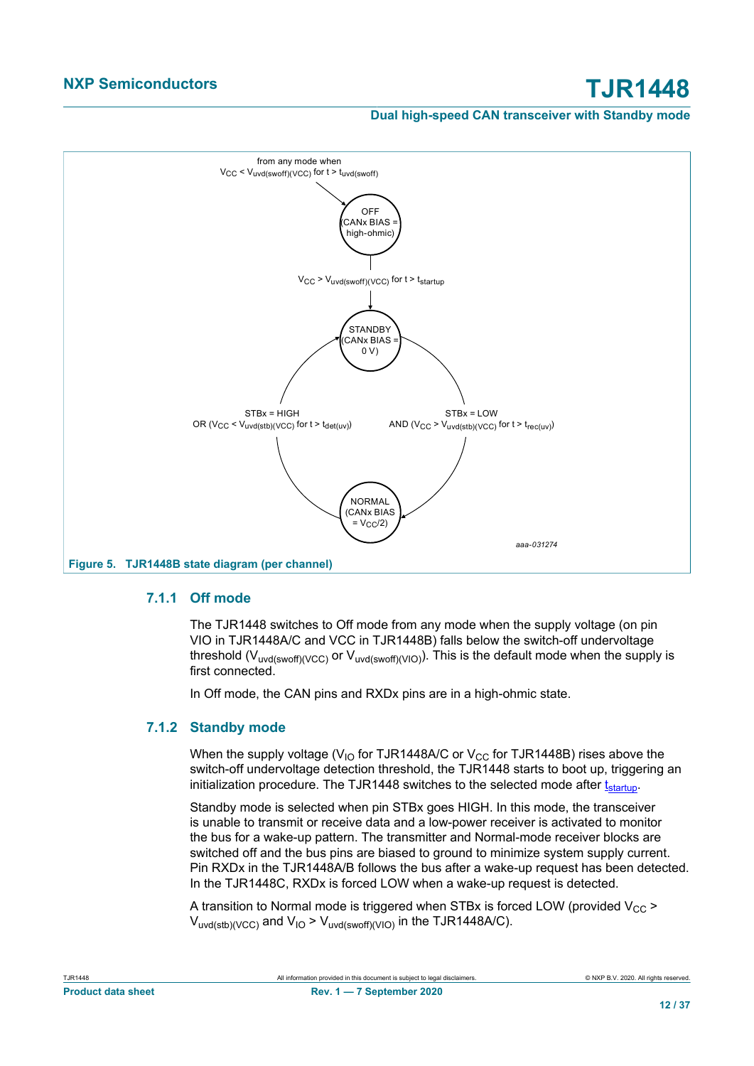from any mode when
$V_{CC} < V_{uvd(swoff)(VCC)}$ for $t > t_{uvd(swoff)}$

OFF
(CANx BIAS = high-ohmic)

$V_{CC} > V_{uvd(swoff)(VCC)}$ for $t > t_{startup}$

STANDBY
(CANx BIAS = 0 V)

STBx = HIGH
OR ($V_{CC} < V_{uvd(stb)(VCC)}$ for $t > t_{det(uv)}$)

STBx = LOW
AND ($V_{CC} > V_{uvd(stb)(VCC)}$ for $t > t_{rec(uv)}$)

NORMAL
(CANx BIAS = $V_{CC}/2$)

aaa-031274

**Figure 5. TJR1448B state diagram (per channel)**

### 7.1.1 Off mode

The TJR1448 switches to Off mode from any mode when the supply voltage (on pin VIO in TJR1448A/C and VCC in TJR1448B) falls below the switch-off undervoltage threshold ($V_{uvd(swoff)(VCC)}$ or $V_{uvd(swoff)(VIO)}$). This is the default mode when the supply is first connected.

In Off mode, the CAN pins and RXDx pins are in a high-ohmic state.

### 7.1.2 Standby mode

When the supply voltage ($V_{IO}$ for TJR1448A/C or $V_{CC}$ for TJR1448B) rises above the switch-off undervoltage detection threshold, the TJR1448 starts to boot up, triggering an initialization procedure. The TJR1448 switches to the selected mode after $t_{startup}$.

Standby mode is selected when pin STBx goes HIGH. In this mode, the transceiver is unable to transmit or receive data and a low-power receiver is activated to monitor the bus for a wake-up pattern. The transmitter and Normal-mode receiver blocks are switched off and the bus pins are biased to ground to minimize system supply current. Pin RXDx in the TJR1448A/B follows the bus after a wake-up request has been detected. In the TJR1448C, RXDx is forced LOW when a wake-up request is detected.

A transition to Normal mode is triggered when STBx is forced LOW (provided $V_{CC} > V_{uvd(stb)(VCC)}$ and $V_{IO} > V_{uvd(swoff)(VIO)}$ in the TJR1448A/C).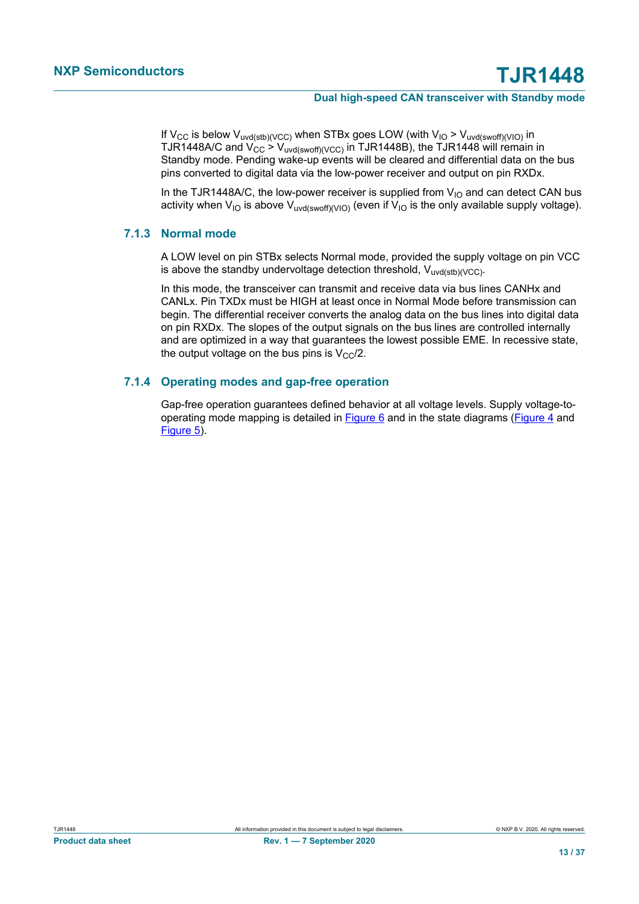If $V_{CC}$ is below $V_{uvd(stb)(VCC)}$ when STBx goes LOW (with $V_{IO} > V_{uvd(swoff)(VIO)}$ in TJR1448A/C and $V_{CC} > V_{uvd(swoff)(VCC)}$ in TJR1448B), the TJR1448 will remain in Standby mode. Pending wake-up events will be cleared and differential data on the bus pins converted to digital data via the low-power receiver and output on pin RXDx.

In the TJR1448A/C, the low-power receiver is supplied from $V_{IO}$ and can detect CAN bus activity when $V_{IO}$ is above $V_{uvd(swoff)(VIO)}$ (even if $V_{IO}$ is the only available supply voltage).

### 7.1.3 Normal mode

A LOW level on pin STBx selects Normal mode, provided the supply voltage on pin VCC is above the standby undervoltage detection threshold, $V_{uvd(stb)(VCC)}$.

In this mode, the transceiver can transmit and receive data via bus lines CANHx and CANLx. Pin TXDx must be HIGH at least once in Normal Mode before transmission can begin. The differential receiver converts the analog data on the bus lines into digital data on pin RXDx. The slopes of the output signals on the bus lines are controlled internally and are optimized in a way that guarantees the lowest possible EME. In recessive state, the output voltage on the bus pins is $V_{CC}/2$.

### 7.1.4 Operating modes and gap-free operation

Gap-free operation guarantees defined behavior at all voltage levels. Supply voltage-to-operating mode mapping is detailed in Figure 6 and in the state diagrams (Figure 4 and Figure 5).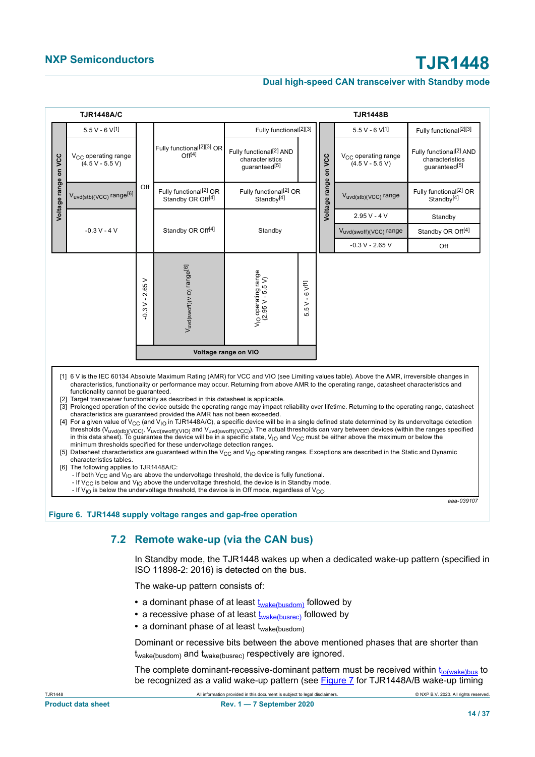**TJR1448A/C**

| Voltage range on VCC | | Voltage range on VIO: -0.3 V - 2.65 V | $V_{uvd(swoff)(VIO)}$ range[6] | $V_{IO}$ operating range (2.95 V - 5.5 V) | 5.5 V - 6 V[1] |
|---|---|---|---|---|---|
| 5.5 V - 6 V[1] | | Off | Fully functional[2][3] OR Off[4] | Fully functional[2][3] | |
| $V_{CC}$ operating range (4.5 V - 5.5 V) | | Off | Fully functional[2][3] OR Off[4] | Fully functional[2] AND characteristics guaranteed[5] | |
| $V_{uvd(stb)(VCC)}$ range[6] | | Off | Fully functional[2] OR Standby OR Off[4] | Fully functional[2] OR Standby[4] | |
| -0.3 V - 4 V | | Off | Standby OR Off[4] | Standby | |

**TJR1448B**

| Voltage range on VCC | |
|---|---|
| 5.5 V - 6 V[1] | Fully functional[2][3] |
| $V_{CC}$ operating range (4.5 V - 5.5 V) | Fully functional[2] AND characteristics guaranteed[5] |
| $V_{uvd(stb)(VCC)}$ range | Fully functional[2] OR Standby[4] |
| 2.95 V - 4 V | Standby |
| $V_{uvd(swoff)(VCC)}$ range | Standby OR Off[4] |
| -0.3 V - 2.65 V | Off |

[1] 6 V is the IEC 60134 Absolute Maximum Rating (AMR) for VCC and VIO (see Limiting values table). Above the AMR, irreversible changes in characteristics, functionality or performance may occur. Returning from above AMR to the operating range, datasheet characteristics and functionality cannot be guaranteed.

[2] Target transceiver functionality as described in this datasheet is applicable.

[3] Prolonged operation of the device outside the operating range may impact reliability over lifetime. Returning to the operating range, datasheet characteristics are guaranteed provided the AMR has not been exceeded.

[4] For a given value of $V_{CC}$ (and $V_{IO}$ in TJR1448A/C), a specific device will be in a single defined state determined by its undervoltage detection thresholds ($V_{uvd(stb)(VCC)}$, $V_{uvd(swoff)(VIO)}$ and $V_{uvd(swoff)(VCC)}$). The actual thresholds can vary between devices (within the ranges specified in this data sheet). To guarantee the device will be in a specific state, $V_{IO}$ and $V_{CC}$ must be either above the maximum or below the minimum thresholds specified for these undervoltage detection ranges.

[5] Datasheet characteristics are guaranteed within the $V_{CC}$ and $V_{IO}$ operating ranges. Exceptions are described in the Static and Dynamic characteristics tables.

[6] The following applies to TJR1448A/C:
- If both $V_{CC}$ and $V_{IO}$ are above the undervoltage threshold, the device is fully functional.
- If $V_{CC}$ is below and $V_{IO}$ above the undervoltage threshold, the device is in Standby mode.
- If $V_{IO}$ is below the undervoltage threshold, the device is in Off mode, regardless of $V_{CC}$.

aaa-039107

**Figure 6. TJR1448 supply voltage ranges and gap-free operation**

## 7.2 Remote wake-up (via the CAN bus)

In Standby mode, the TJR1448 wakes up when a dedicated wake-up pattern (specified in ISO 11898-2: 2016) is detected on the bus.

The wake-up pattern consists of:

- a dominant phase of at least $t_{wake(busdom)}$ followed by
- a recessive phase of at least $t_{wake(busrec)}$ followed by
- a dominant phase of at least $t_{wake(busdom)}$

Dominant or recessive bits between the above mentioned phases that are shorter than $t_{wake(busdom)}$ and $t_{wake(busrec)}$ respectively are ignored.

The complete dominant-recessive-dominant pattern must be received within $t_{to(wake)bus}$ to be recognized as a valid wake-up pattern (see Figure 7 for TJR1448A/B wake-up timing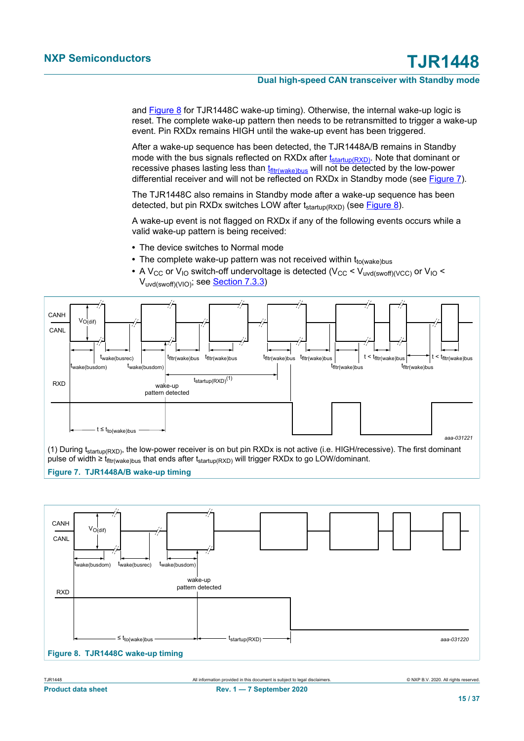and Figure 8 for TJR1448C wake-up timing). Otherwise, the internal wake-up logic is reset. The complete wake-up pattern then needs to be retransmitted to trigger a wake-up event. Pin RXDx remains HIGH until the wake-up event has been triggered.

After a wake-up sequence has been detected, the TJR1448A/B remains in Standby mode with the bus signals reflected on RXDx after $t_{startup(RXD)}$. Note that dominant or recessive phases lasting less than $t_{fltr(wake)bus}$ will not be detected by the low-power differential receiver and will not be reflected on RXDx in Standby mode (see Figure 7).

The TJR1448C also remains in Standby mode after a wake-up sequence has been detected, but pin RXDx switches LOW after $t_{startup(RXD)}$ (see Figure 8).

A wake-up event is not flagged on RXDx if any of the following events occurs while a valid wake-up pattern is being received:

- The device switches to Normal mode
- The complete wake-up pattern was not received within $t_{to(wake)bus}$
- A $V_{CC}$ or $V_{IO}$ switch-off undervoltage is detected ($V_{CC} < V_{uvd(swoff)(VCC)}$ or $V_{IO} < V_{uvd(swoff)(VIO)}$; see Section 7.3.3)

(1) During $t_{startup(RXD)}$, the low-power receiver is on but pin RXDx is not active (i.e. HIGH/recessive). The first dominant pulse of width ≥ $t_{fltr(wake)bus}$ that ends after $t_{startup(RXD)}$ will trigger RXDx to go LOW/dominant.

**Figure 7. TJR1448A/B wake-up timing**

**Figure 8. TJR1448C wake-up timing**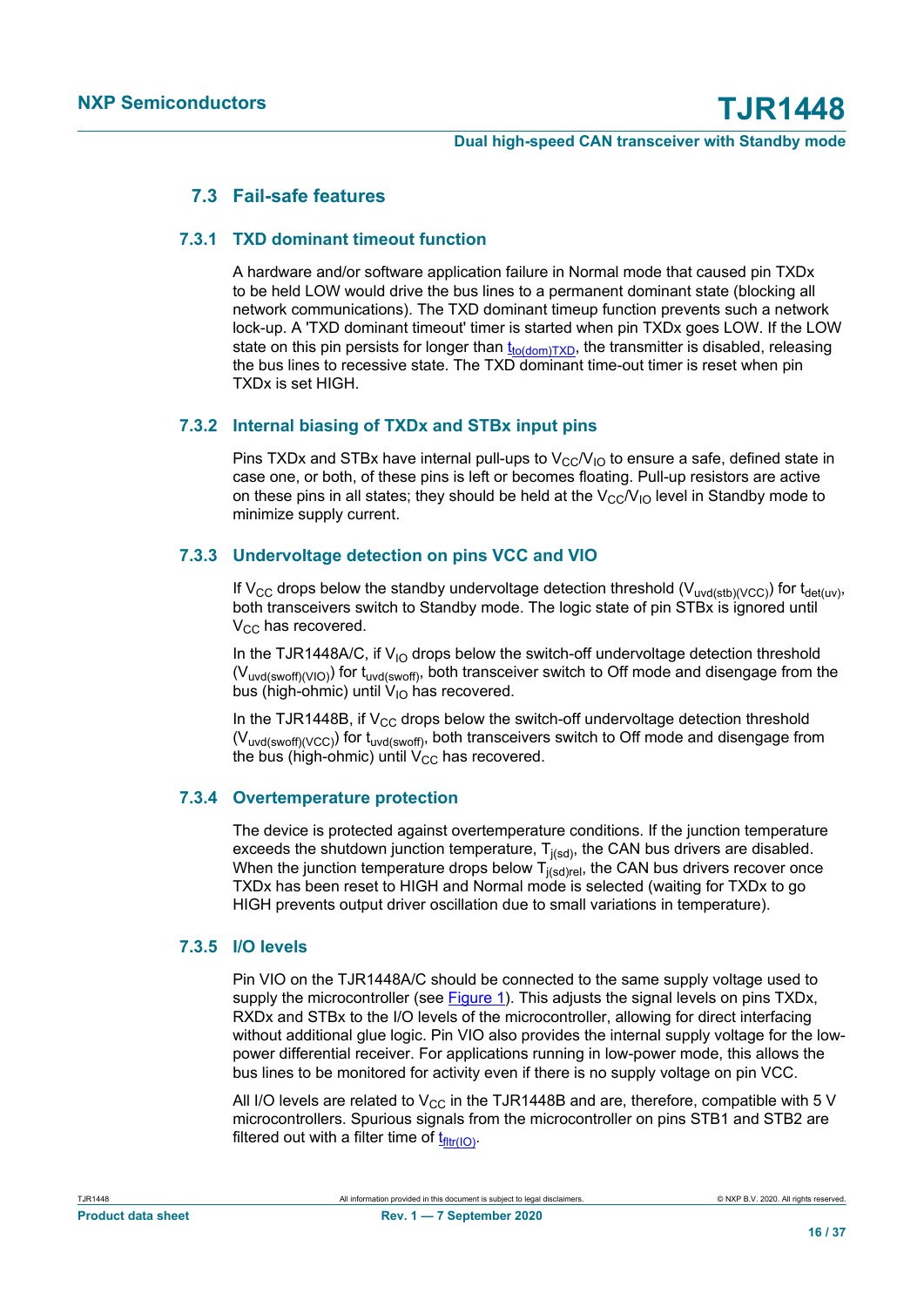## 7.3 Fail-safe features

### 7.3.1 TXD dominant timeout function

A hardware and/or software application failure in Normal mode that caused pin TXDx to be held LOW would drive the bus lines to a permanent dominant state (blocking all network communications). The TXD dominant timeup function prevents such a network lock-up. A 'TXD dominant timeout' timer is started when pin TXDx goes LOW. If the LOW state on this pin persists for longer than $t_{to(dom)TXD}$, the transmitter is disabled, releasing the bus lines to recessive state. The TXD dominant time-out timer is reset when pin TXDx is set HIGH.

### 7.3.2 Internal biasing of TXDx and STBx input pins

Pins TXDx and STBx have internal pull-ups to $V_{CC}/V_{IO}$ to ensure a safe, defined state in case one, or both, of these pins is left or becomes floating. Pull-up resistors are active on these pins in all states; they should be held at the $V_{CC}/V_{IO}$ level in Standby mode to minimize supply current.

### 7.3.3 Undervoltage detection on pins VCC and VIO

If $V_{CC}$ drops below the standby undervoltage detection threshold ($V_{uvd(stb)(VCC)}$) for $t_{det(uv)}$, both transceivers switch to Standby mode. The logic state of pin STBx is ignored until $V_{CC}$ has recovered.

In the TJR1448A/C, if $V_{IO}$ drops below the switch-off undervoltage detection threshold ($V_{uvd(swoff)(VIO)}$) for $t_{uvd(swoff)}$, both transceiver switch to Off mode and disengage from the bus (high-ohmic) until $V_{IO}$ has recovered.

In the TJR1448B, if $V_{CC}$ drops below the switch-off undervoltage detection threshold ($V_{uvd(swoff)(VCC)}$) for $t_{uvd(swoff)}$, both transceivers switch to Off mode and disengage from the bus (high-ohmic) until $V_{CC}$ has recovered.

### 7.3.4 Overtemperature protection

The device is protected against overtemperature conditions. If the junction temperature exceeds the shutdown junction temperature, $T_{j(sd)}$, the CAN bus drivers are disabled. When the junction temperature drops below $T_{j(sd)rel}$, the CAN bus drivers recover once TXDx has been reset to HIGH and Normal mode is selected (waiting for TXDx to go HIGH prevents output driver oscillation due to small variations in temperature).

### 7.3.5 I/O levels

Pin VIO on the TJR1448A/C should be connected to the same supply voltage used to supply the microcontroller (see Figure 1). This adjusts the signal levels on pins TXDx, RXDx and STBx to the I/O levels of the microcontroller, allowing for direct interfacing without additional glue logic. Pin VIO also provides the internal supply voltage for the low-power differential receiver. For applications running in low-power mode, this allows the bus lines to be monitored for activity even if there is no supply voltage on pin VCC.

All I/O levels are related to $V_{CC}$ in the TJR1448B and are, therefore, compatible with 5 V microcontrollers. Spurious signals from the microcontroller on pins STB1 and STB2 are filtered out with a filter time of $t_{fltr(IO)}$.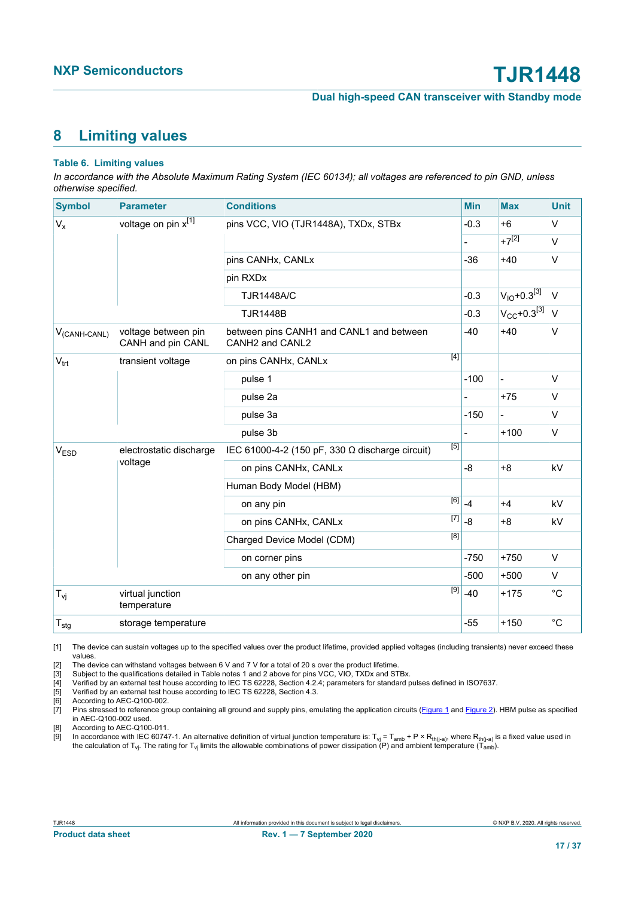## 8 Limiting values

**Table 6. Limiting values**

*In accordance with the Absolute Maximum Rating System (IEC 60134); all voltages are referenced to pin GND, unless otherwise specified.*

| Symbol | Parameter | Conditions | Min | Max | Unit |
|---|---|---|---|---|---|
| $V_x$ | voltage on pin x[1] | pins VCC, VIO (TJR1448A), TXDx, STBx | -0.3 | +6 | V |
| | | | - | +7[2] | V |
| | | pins CANHx, CANLx | -36 | +40 | V |
| | | pin RXDx | | | |
| | | TJR1448A/C | -0.3 | $V_{IO}$+0.3[3] | V |
| | | TJR1448B | -0.3 | $V_{CC}$+0.3[3] | V |
| $V_{(CANH-CANL)}$ | voltage between pin CANH and pin CANL | between pins CANH1 and CANL1 and between CANH2 and CANL2 | -40 | +40 | V |
| $V_{trt}$ | transient voltage | on pins CANHx, CANLx [4] | | | |
| | | pulse 1 | -100 | - | V |
| | | pulse 2a | - | +75 | V |
| | | pulse 3a | -150 | - | V |
| | | pulse 3b | - | +100 | V |
| $V_{ESD}$ | electrostatic discharge voltage | IEC 61000-4-2 (150 pF, 330 Ω discharge circuit) [5] | | | |
| | | on pins CANHx, CANLx | -8 | +8 | kV |
| | | Human Body Model (HBM) | | | |
| | | on any pin [6] | -4 | +4 | kV |
| | | on pins CANHx, CANLx [7] | -8 | +8 | kV |
| | | Charged Device Model (CDM) [8] | | | |
| | | on corner pins | -750 | +750 | V |
| | | on any other pin | -500 | +500 | V |
| $T_{vj}$ | virtual junction temperature | [9] | -40 | +175 | °C |
| $T_{stg}$ | storage temperature | | -55 | +150 | °C |

[1] The device can sustain voltages up to the specified values over the product lifetime, provided applied voltages (including transients) never exceed these values.
[2] The device can withstand voltages between 6 V and 7 V for a total of 20 s over the product lifetime.
[3] Subject to the qualifications detailed in Table notes 1 and 2 above for pins VCC, VIO, TXDx and STBx.
[4] Verified by an external test house according to IEC TS 62228, Section 4.2.4; parameters for standard pulses defined in ISO7637.
[5] Verified by an external test house according to IEC TS 62228, Section 4.3.
[6] According to AEC-Q100-002.
[7] Pins stressed to reference group containing all ground and supply pins, emulating the application circuits (Figure 1 and Figure 2). HBM pulse as specified in AEC-Q100-002 used.
[8] According to AEC-Q100-011.
[9] In accordance with IEC 60747-1. An alternative definition of virtual junction temperature is: $T_{vj} = T_{amb} + P \times R_{th(j-a)}$, where $R_{th(j-a)}$ is a fixed value used in the calculation of $T_{vj}$. The rating for $T_{vj}$ limits the allowable combinations of power dissipation (P) and ambient temperature ($T_{amb}$).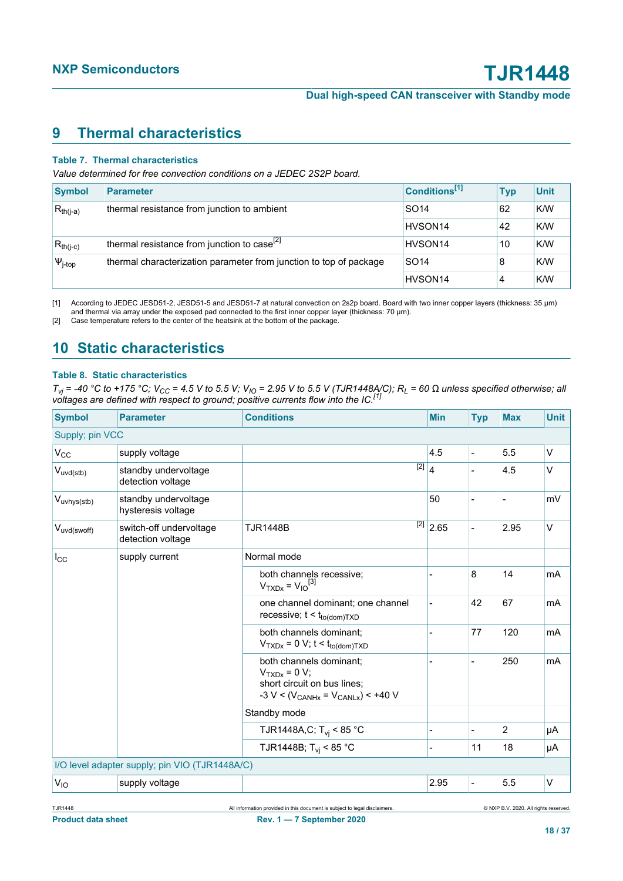## 9 Thermal characteristics

**Table 7. Thermal characteristics**

*Value determined for free convection conditions on a JEDEC 2S2P board.*

| Symbol | Parameter | Conditions[1] | Typ | Unit |
|---|---|---|---|---|
| $R_{th(j-a)}$ | thermal resistance from junction to ambient | SO14 | 62 | K/W |
| | | HVSON14 | 42 | K/W |
| $R_{th(j-c)}$ | thermal resistance from junction to case[2] | HVSON14 | 10 | K/W |
| $\Psi_{j-top}$ | thermal characterization parameter from junction to top of package | SO14 | 8 | K/W |
| | | HVSON14 | 4 | K/W |

[1] According to JEDEC JESD51-2, JESD51-5 and JESD51-7 at natural convection on 2s2p board. Board with two inner copper layers (thickness: 35 μm) and thermal via array under the exposed pad connected to the first inner copper layer (thickness: 70 μm).

[2] Case temperature refers to the center of the heatsink at the bottom of the package.

## 10 Static characteristics

**Table 8. Static characteristics**

*$T_{vj}$ = -40 °C to +175 °C; $V_{CC}$ = 4.5 V to 5.5 V; $V_{IO}$ = 2.95 V to 5.5 V (TJR1448A/C); $R_L$ = 60 Ω unless specified otherwise; all voltages are defined with respect to ground; positive currents flow into the IC.[1]*

| Symbol | Parameter | Conditions | Min | Typ | Max | Unit |
|---|---|---|---|---|---|---|
| Supply; pin VCC | | | | | | |
| $V_{CC}$ | supply voltage | | 4.5 | - | 5.5 | V |
| $V_{uvd(stb)}$ | standby undervoltage detection voltage | [2] | 4 | - | 4.5 | V |
| $V_{uvhys(stb)}$ | standby undervoltage hysteresis voltage | | 50 | - | - | mV |
| $V_{uvd(swoff)}$ | switch-off undervoltage detection voltage | TJR1448B [2] | 2.65 | - | 2.95 | V |
| $I_{CC}$ | supply current | Normal mode | | | | |
| | | both channels recessive; $V_{TXDx} = V_{IO}$[3] | - | 8 | 14 | mA |
| | | one channel dominant; one channel recessive; $t < t_{to(dom)TXD}$ | - | 42 | 67 | mA |
| | | both channels dominant; $V_{TXDx}$ = 0 V; $t < t_{to(dom)TXD}$ | - | 77 | 120 | mA |
| | | both channels dominant; $V_{TXDx}$ = 0 V; short circuit on bus lines; -3 V < ($V_{CANHx} = V_{CANLx}$) < +40 V | - | - | 250 | mA |
| | | Standby mode | | | | |
| | | TJR1448A,C; $T_{vj}$ < 85 °C | - | - | 2 | μA |
| | | TJR1448B; $T_{vj}$ < 85 °C | - | 11 | 18 | μA |
| I/O level adapter supply; pin VIO (TJR1448A/C) | | | | | | |
| $V_{IO}$ | supply voltage | | 2.95 | - | 5.5 | V |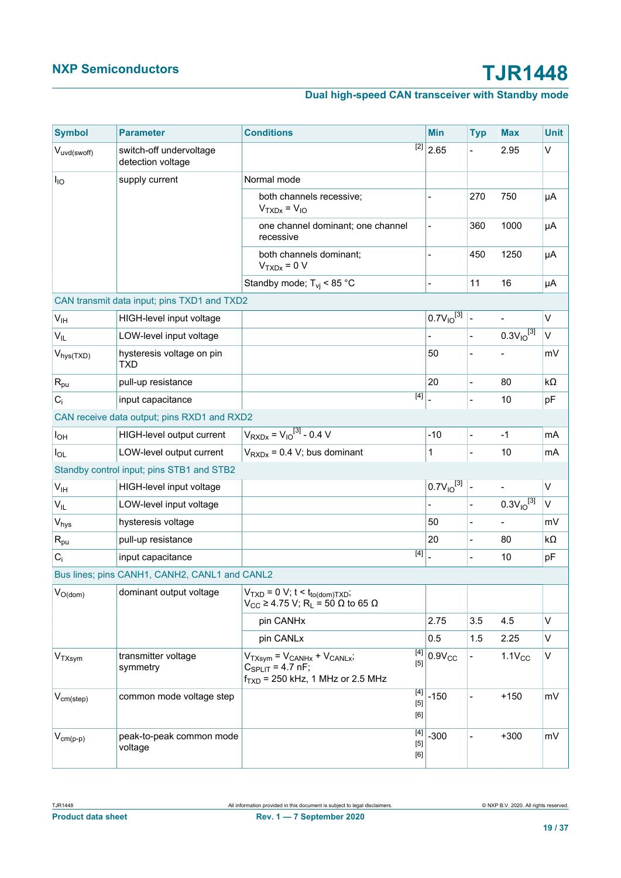| Symbol | Parameter | Conditions | Min | Typ | Max | Unit |
|---|---|---|---|---|---|---|
| $V_{uvd(swoff)}$ | switch-off undervoltage detection voltage | [2] | 2.65 | - | 2.95 | V |
| $I_{IO}$ | supply current | Normal mode | | | | |
| | | both channels recessive; $V_{TXDx} = V_{IO}$ | - | 270 | 750 | μA |
| | | one channel dominant; one channel recessive | - | 360 | 1000 | μA |
| | | both channels dominant; $V_{TXDx} = 0$ V | - | 450 | 1250 | μA |
| | | Standby mode; $T_{vj} < 85$ °C | - | 11 | 16 | μA |
| CAN transmit data input; pins TXD1 and TXD2 | | | | | | |
| $V_{IH}$ | HIGH-level input voltage | | $0.7V_{IO}$ [3] | - | - | V |
| $V_{IL}$ | LOW-level input voltage | | - | - | $0.3V_{IO}$ [3] | V |
| $V_{hys(TXD)}$ | hysteresis voltage on pin TXD | | 50 | - | - | mV |
| $R_{pu}$ | pull-up resistance | | 20 | - | 80 | kΩ |
| $C_i$ | input capacitance | [4] | - | - | 10 | pF |
| CAN receive data output; pins RXD1 and RXD2 | | | | | | |
| $I_{OH}$ | HIGH-level output current | $V_{RXDx} = V_{IO}$ [3] - 0.4 V | -10 | - | -1 | mA |
| $I_{OL}$ | LOW-level output current | $V_{RXDx} = 0.4$ V; bus dominant | 1 | - | 10 | mA |
| Standby control input; pins STB1 and STB2 | | | | | | |
| $V_{IH}$ | HIGH-level input voltage | | $0.7V_{IO}$ [3] | - | - | V |
| $V_{IL}$ | LOW-level input voltage | | - | - | $0.3V_{IO}$ [3] | V |
| $V_{hys}$ | hysteresis voltage | | 50 | - | - | mV |
| $R_{pu}$ | pull-up resistance | | 20 | - | 80 | kΩ |
| $C_i$ | input capacitance | [4] | - | - | 10 | pF |
| Bus lines; pins CANH1, CANH2, CANL1 and CANL2 | | | | | | |
| $V_{O(dom)}$ | dominant output voltage | $V_{TXD} = 0$ V; $t < t_{to(dom)TXD}$; $V_{CC} \geq 4.75$ V; $R_L = 50$ Ω to 65 Ω | | | | |
| | | pin CANHx | 2.75 | 3.5 | 4.5 | V |
| | | pin CANLx | 0.5 | 1.5 | 2.25 | V |
| $V_{TXsym}$ | transmitter voltage symmetry | $V_{TXsym} = V_{CANHx} + V_{CANLx}$; $C_{SPLIT} = 4.7$ nF; $f_{TXD} = 250$ kHz, 1 MHz or 2.5 MHz [4] [5] | $0.9V_{CC}$ | - | $1.1V_{CC}$ | V |
| $V_{cm(step)}$ | common mode voltage step | [4] [5] [6] | -150 | - | +150 | mV |
| $V_{cm(p-p)}$ | peak-to-peak common mode voltage | [4] [5] [6] | -300 | - | +300 | mV |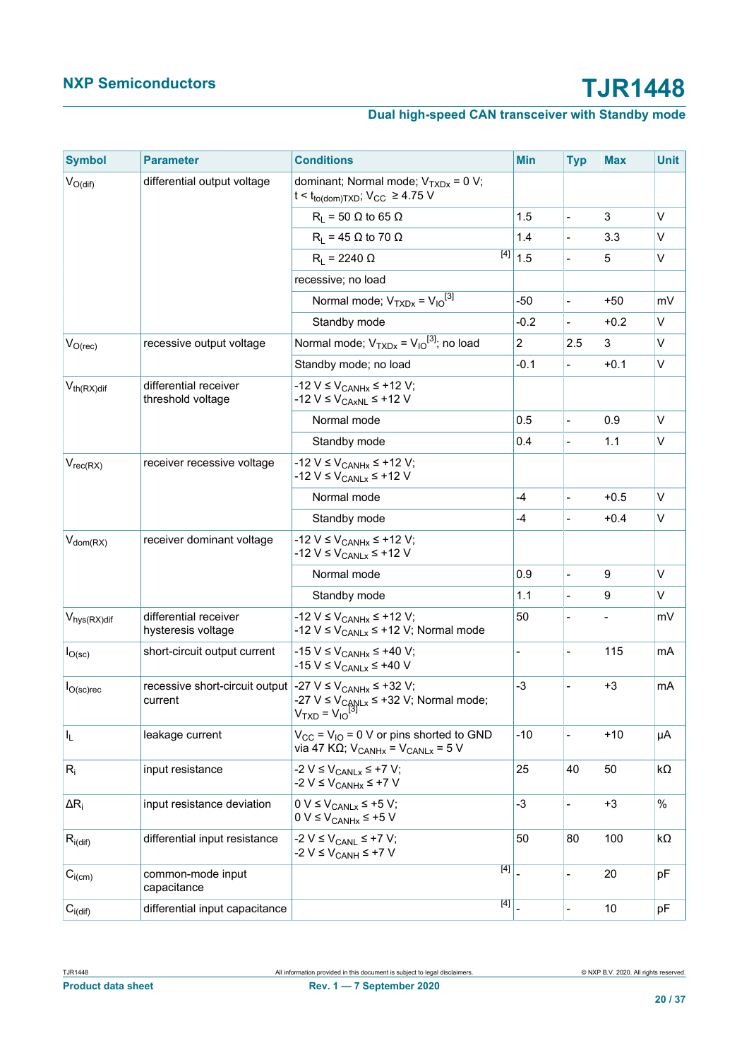| Symbol | Parameter | Conditions | Min | Typ | Max | Unit |
|---|---|---|---|---|---|---|
| $V_{O(dif)}$ | differential output voltage | dominant; Normal mode; $V_{TXDx}$ = 0 V; $t < t_{to(dom)TXD}$; $V_{CC}$ ≥ 4.75 V | | | | |
| | | $R_L$ = 50 Ω to 65 Ω | 1.5 | - | 3 | V |
| | | $R_L$ = 45 Ω to 70 Ω | 1.4 | - | 3.3 | V |
| | | $R_L$ = 2240 Ω [4] | 1.5 | - | 5 | V |
| | | recessive; no load | | | | |
| | | Normal mode; $V_{TXDx}$ = $V_{IO}$[3] | -50 | - | +50 | mV |
| | | Standby mode | -0.2 | - | +0.2 | V |
| $V_{O(rec)}$ | recessive output voltage | Normal mode; $V_{TXDx}$ = $V_{IO}$[3]; no load | 2 | 2.5 | 3 | V |
| | | Standby mode; no load | -0.1 | - | +0.1 | V |
| $V_{th(RX)dif}$ | differential receiver threshold voltage | -12 V ≤ $V_{CANHx}$ ≤ +12 V; -12 V ≤ $V_{CAxNL}$ ≤ +12 V | | | | |
| | | Normal mode | 0.5 | - | 0.9 | V |
| | | Standby mode | 0.4 | - | 1.1 | V |
| $V_{rec(RX)}$ | receiver recessive voltage | -12 V ≤ $V_{CANHx}$ ≤ +12 V; -12 V ≤ $V_{CANLx}$ ≤ +12 V | | | | |
| | | Normal mode | -4 | - | +0.5 | V |
| | | Standby mode | -4 | - | +0.4 | V |
| $V_{dom(RX)}$ | receiver dominant voltage | -12 V ≤ $V_{CANHx}$ ≤ +12 V; -12 V ≤ $V_{CANLx}$ ≤ +12 V | | | | |
| | | Normal mode | 0.9 | - | 9 | V |
| | | Standby mode | 1.1 | - | 9 | V |
| $V_{hys(RX)dif}$ | differential receiver hysteresis voltage | -12 V ≤ $V_{CANHx}$ ≤ +12 V; -12 V ≤ $V_{CANLx}$ ≤ +12 V; Normal mode | 50 | - | - | mV |
| $I_{O(sc)}$ | short-circuit output current | -15 V ≤ $V_{CANHx}$ ≤ +40 V; -15 V ≤ $V_{CANLx}$ ≤ +40 V | - | - | 115 | mA |
| $I_{O(sc)rec}$ | recessive short-circuit output current | -27 V ≤ $V_{CANHx}$ ≤ +32 V; -27 V ≤ $V_{CANLx}$ ≤ +32 V; Normal mode; $V_{TXD}$ = $V_{IO}$[3] | -3 | - | +3 | mA |
| $I_L$ | leakage current | $V_{CC}$ = $V_{IO}$ = 0 V or pins shorted to GND via 47 KΩ; $V_{CANHx}$ = $V_{CANLx}$ = 5 V | -10 | - | +10 | μA |
| $R_i$ | input resistance | -2 V ≤ $V_{CANLx}$ ≤ +7 V; -2 V ≤ $V_{CANHx}$ ≤ +7 V | 25 | 40 | 50 | kΩ |
| $\Delta R_i$ | input resistance deviation | 0 V ≤ $V_{CANLx}$ ≤ +5 V; 0 V ≤ $V_{CANHx}$ ≤ +5 V | -3 | - | +3 | % |
| $R_{i(dif)}$ | differential input resistance | -2 V ≤ $V_{CANL}$ ≤ +7 V; -2 V ≤ $V_{CANH}$ ≤ +7 V | 50 | 80 | 100 | kΩ |
| $C_{i(cm)}$ | common-mode input capacitance | [4] | - | - | 20 | pF |
| $C_{i(dif)}$ | differential input capacitance | [4] | - | - | 10 | pF |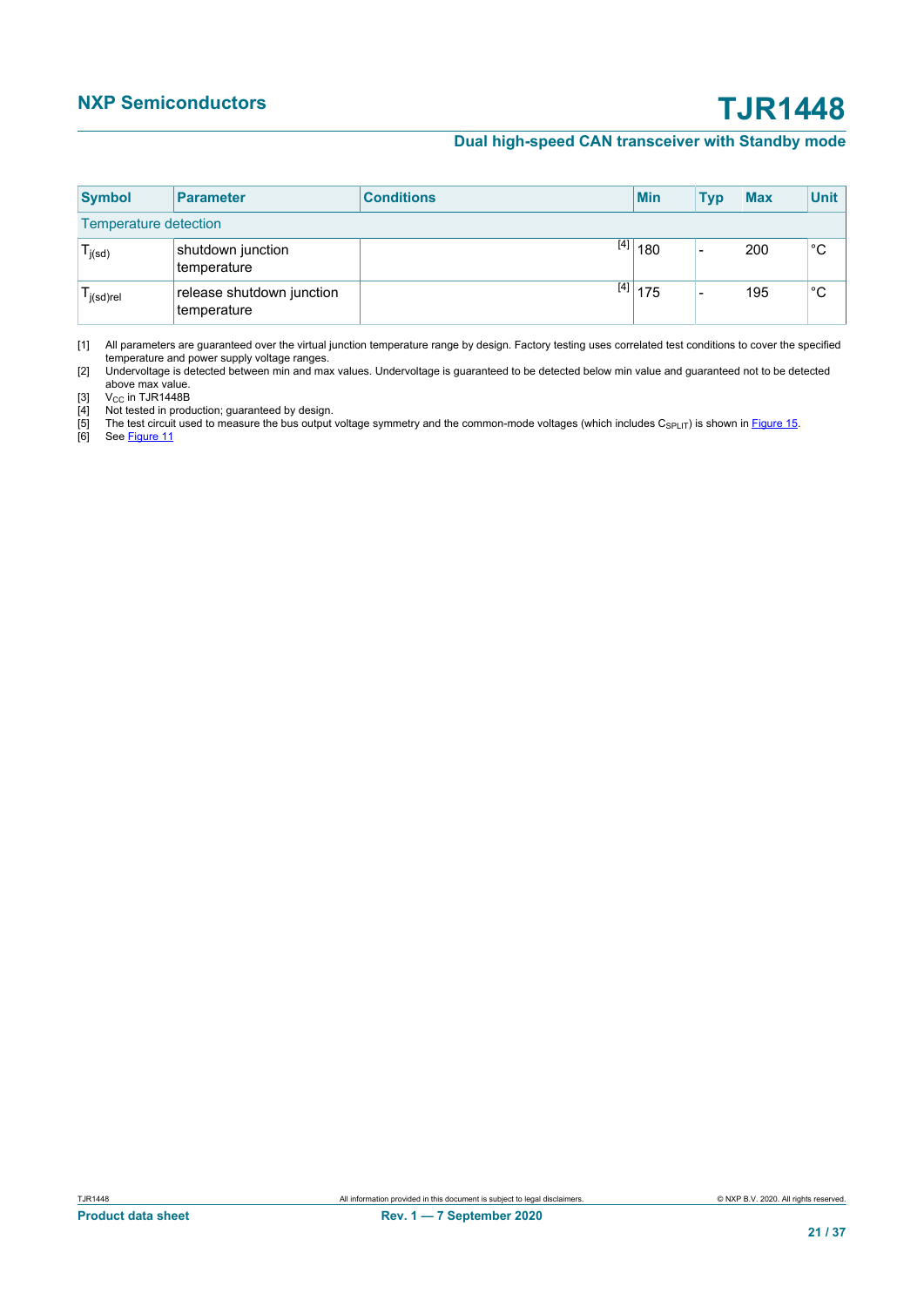| Symbol | Parameter | Conditions | Min | Typ | Max | Unit |
|---|---|---|---|---|---|---|
| Temperature detection | | | | | | |
| $T_{j(sd)}$ | shutdown junction temperature | [4] | 180 | - | 200 | °C |
| $T_{j(sd)rel}$ | release shutdown junction temperature | [4] | 175 | - | 195 | °C |

[1] All parameters are guaranteed over the virtual junction temperature range by design. Factory testing uses correlated test conditions to cover the specified temperature and power supply voltage ranges.

[2] Undervoltage is detected between min and max values. Undervoltage is guaranteed to be detected below min value and guaranteed not to be detected above max value.

[3] $V_{CC}$ in TJR1448B

[4] Not tested in production; guaranteed by design.

[5] The test circuit used to measure the bus output voltage symmetry and the common-mode voltages (which includes $C_{SPLIT}$) is shown in Figure 15.

[6] See Figure 11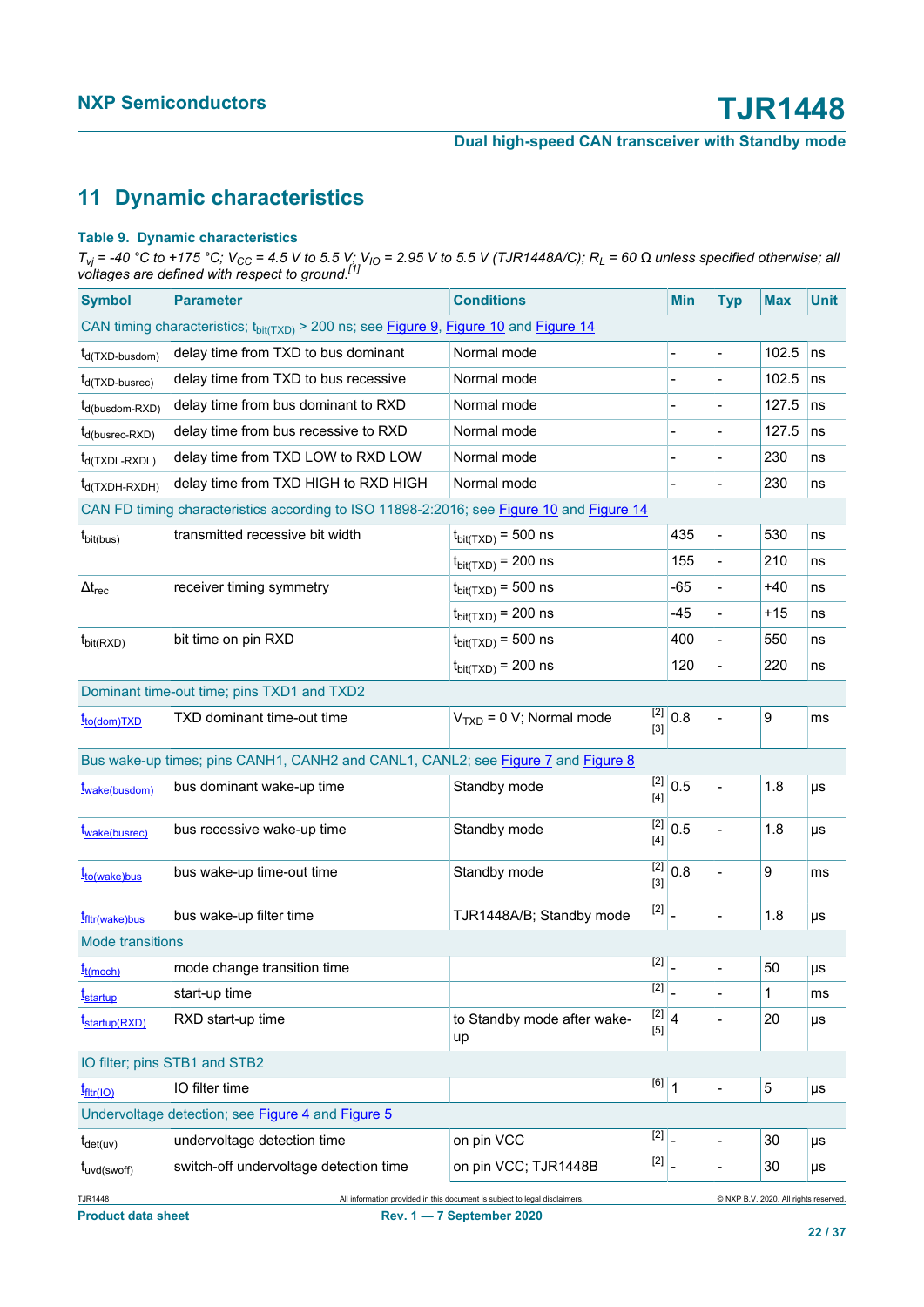## 11 Dynamic characteristics

**Table 9. Dynamic characteristics**

*$T_{vj}$ = -40 °C to +175 °C; $V_{CC}$ = 4.5 V to 5.5 V; $V_{IO}$ = 2.95 V to 5.5 V (TJR1448A/C); $R_L$ = 60 Ω unless specified otherwise; all voltages are defined with respect to ground.*[1]

| Symbol | Parameter | Conditions | | Min | Typ | Max | Unit |
|---|---|---|---|---|---|---|---|
| CAN timing characteristics; $t_{bit(TXD)}$ > 200 ns; see Figure 9, Figure 10 and Figure 14 | | | | | | | |
| $t_{d(TXD-busdom)}$ | delay time from TXD to bus dominant | Normal mode | | - | - | 102.5 | ns |
| $t_{d(TXD-busrec)}$ | delay time from TXD to bus recessive | Normal mode | | - | - | 102.5 | ns |
| $t_{d(busdom-RXD)}$ | delay time from bus dominant to RXD | Normal mode | | - | - | 127.5 | ns |
| $t_{d(busrec-RXD)}$ | delay time from bus recessive to RXD | Normal mode | | - | - | 127.5 | ns |
| $t_{d(TXDL-RXDL)}$ | delay time from TXD LOW to RXD LOW | Normal mode | | - | - | 230 | ns |
| $t_{d(TXDH-RXDH)}$ | delay time from TXD HIGH to RXD HIGH | Normal mode | | - | - | 230 | ns |
| CAN FD timing characteristics according to ISO 11898-2:2016; see Figure 10 and Figure 14 | | | | | | | |
| $t_{bit(bus)}$ | transmitted recessive bit width | $t_{bit(TXD)}$ = 500 ns | | 435 | - | 530 | ns |
| | | $t_{bit(TXD)}$ = 200 ns | | 155 | - | 210 | ns |
| $\Delta t_{rec}$ | receiver timing symmetry | $t_{bit(TXD)}$ = 500 ns | | -65 | - | +40 | ns |
| | | $t_{bit(TXD)}$ = 200 ns | | -45 | - | +15 | ns |
| $t_{bit(RXD)}$ | bit time on pin RXD | $t_{bit(TXD)}$ = 500 ns | | 400 | - | 550 | ns |
| | | $t_{bit(TXD)}$ = 200 ns | | 120 | - | 220 | ns |
| Dominant time-out time; pins TXD1 and TXD2 | | | | | | | |
| $t_{to(dom)TXD}$ | TXD dominant time-out time | $V_{TXD}$ = 0 V; Normal mode | [2][3] | 0.8 | - | 9 | ms |
| Bus wake-up times; pins CANH1, CANH2 and CANL1, CANL2; see Figure 7 and Figure 8 | | | | | | | |
| $t_{wake(busdom)}$ | bus dominant wake-up time | Standby mode | [2][4] | 0.5 | - | 1.8 | μs |
| $t_{wake(busrec)}$ | bus recessive wake-up time | Standby mode | [2][4] | 0.5 | - | 1.8 | μs |
| $t_{to(wake)bus}$ | bus wake-up time-out time | Standby mode | [2][3] | 0.8 | - | 9 | ms |
| $t_{fltr(wake)bus}$ | bus wake-up filter time | TJR1448A/B; Standby mode | [2] | - | - | 1.8 | μs |
| Mode transitions | | | | | | | |
| $t_{t(moch)}$ | mode change transition time | | [2] | - | - | 50 | μs |
| $t_{startup}$ | start-up time | | [2] | - | - | 1 | ms |
| $t_{startup(RXD)}$ | RXD start-up time | to Standby mode after wake-up | [2][5] | 4 | - | 20 | μs |
| IO filter; pins STB1 and STB2 | | | | | | | |
| $t_{fltr(IO)}$ | IO filter time | | [6] | 1 | - | 5 | μs |
| Undervoltage detection; see Figure 4 and Figure 5 | | | | | | | |
| $t_{det(uv)}$ | undervoltage detection time | on pin VCC | [2] | - | - | 30 | μs |
| $t_{uvd(swoff)}$ | switch-off undervoltage detection time | on pin VCC; TJR1448B | [2] | - | - | 30 | μs |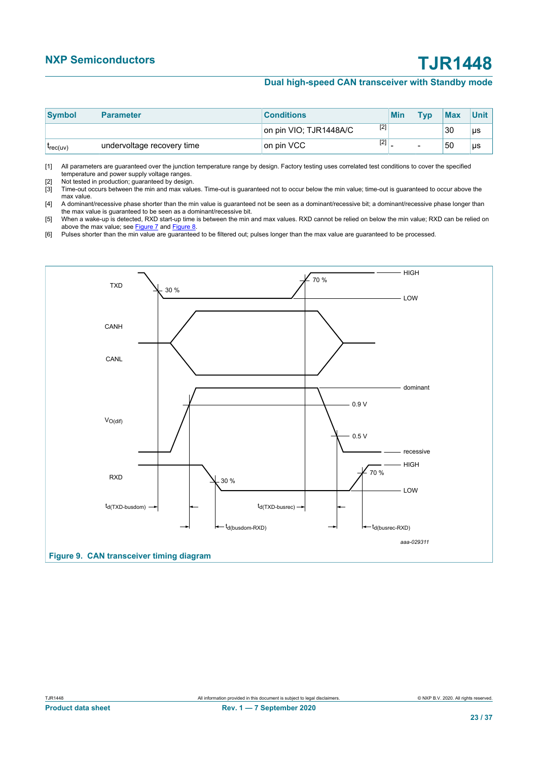| Symbol | Parameter | Conditions | Min | Typ | Max | Unit |
|---|---|---|---|---|---|---|
| | | on pin VIO; TJR1448A/C [2] | | | 30 | μs |
| $t_{rec(uv)}$ | undervoltage recovery time | on pin VCC [2] | - | - | 50 | μs |

[1] All parameters are guaranteed over the junction temperature range by design. Factory testing uses correlated test conditions to cover the specified temperature and power supply voltage ranges.

[2] Not tested in production; guaranteed by design.

[3] Time-out occurs between the min and max values. Time-out is guaranteed not to occur below the min value; time-out is guaranteed to occur above the max value.

[4] A dominant/recessive phase shorter than the min value is guaranteed not be seen as a dominant/recessive bit; a dominant/recessive phase longer than the max value is guaranteed to be seen as a dominant/recessive bit.

[5] When a wake-up is detected, RXD start-up time is between the min and max values. RXD cannot be relied on below the min value; RXD can be relied on above the max value; see Figure 7 and Figure 8.

[6] Pulses shorter than the min value are guaranteed to be filtered out; pulses longer than the max value are guaranteed to be processed.

**Figure 9. CAN transceiver timing diagram**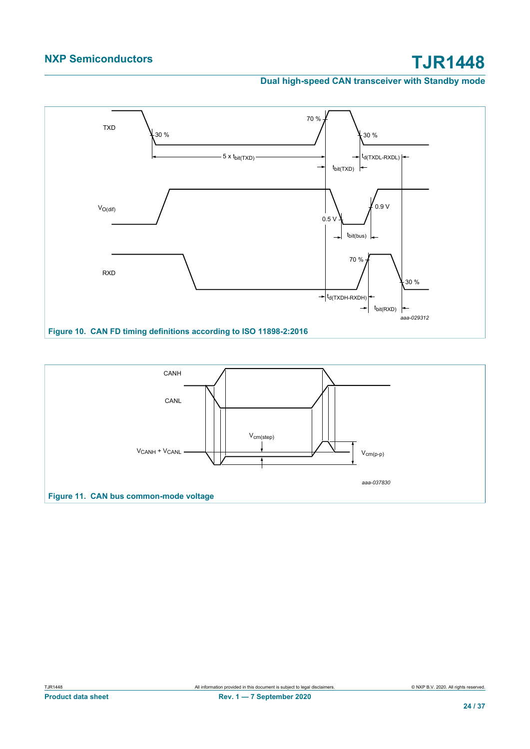Figure 10. CAN FD timing definitions according to ISO 11898-2:2016

Figure 11. CAN bus common-mode voltage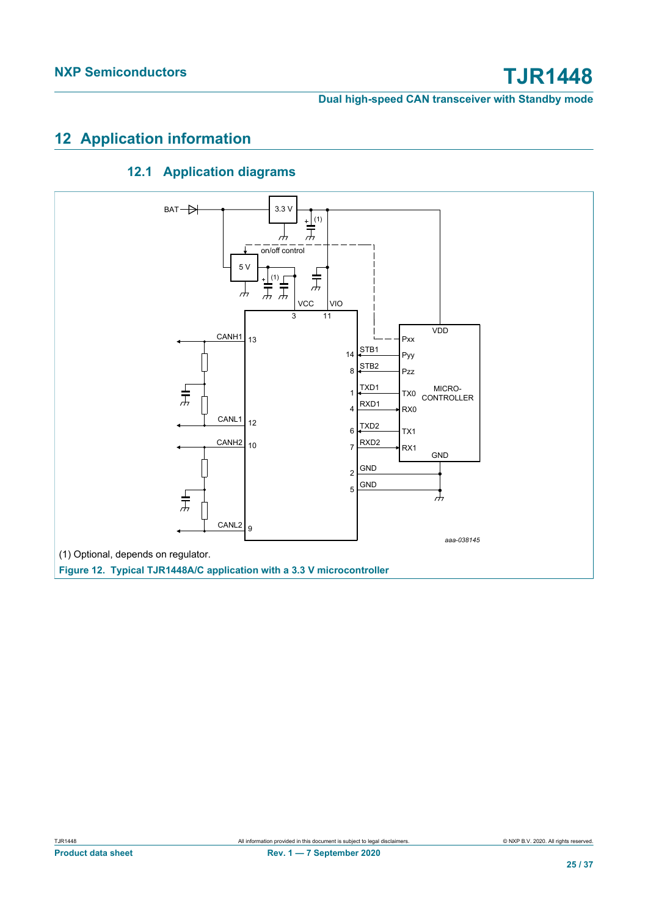## 12 Application information

### 12.1 Application diagrams

(1) Optional, depends on regulator.

**Figure 12. Typical TJR1448A/C application with a 3.3 V microcontroller**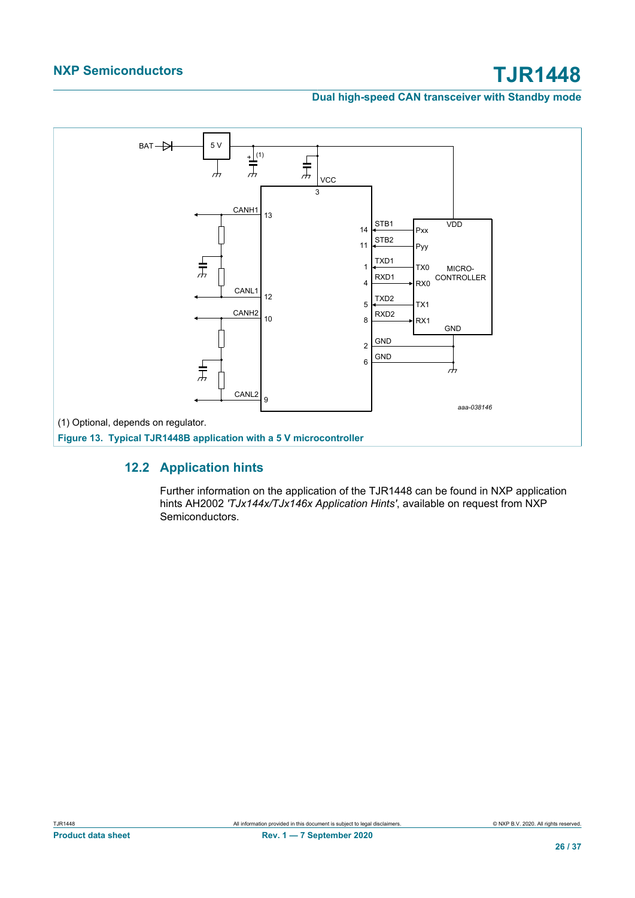(1) Optional, depends on regulator.

**Figure 13. Typical TJR1448B application with a 5 V microcontroller**

## 12.2 Application hints

Further information on the application of the TJR1448 can be found in NXP application hints AH2002 *'TJx144x/TJx146x Application Hints'*, available on request from NXP Semiconductors.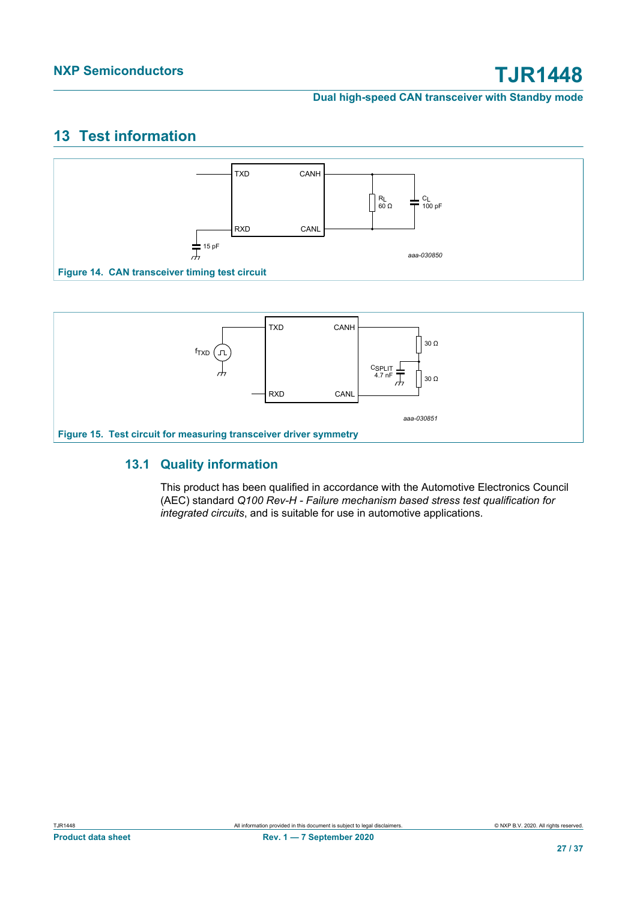# 13 Test information

Figure 14. CAN transceiver timing test circuit

Figure 15. Test circuit for measuring transceiver driver symmetry

## 13.1 Quality information

This product has been qualified in accordance with the Automotive Electronics Council (AEC) standard *Q100 Rev-H - Failure mechanism based stress test qualification for integrated circuits*, and is suitable for use in automotive applications.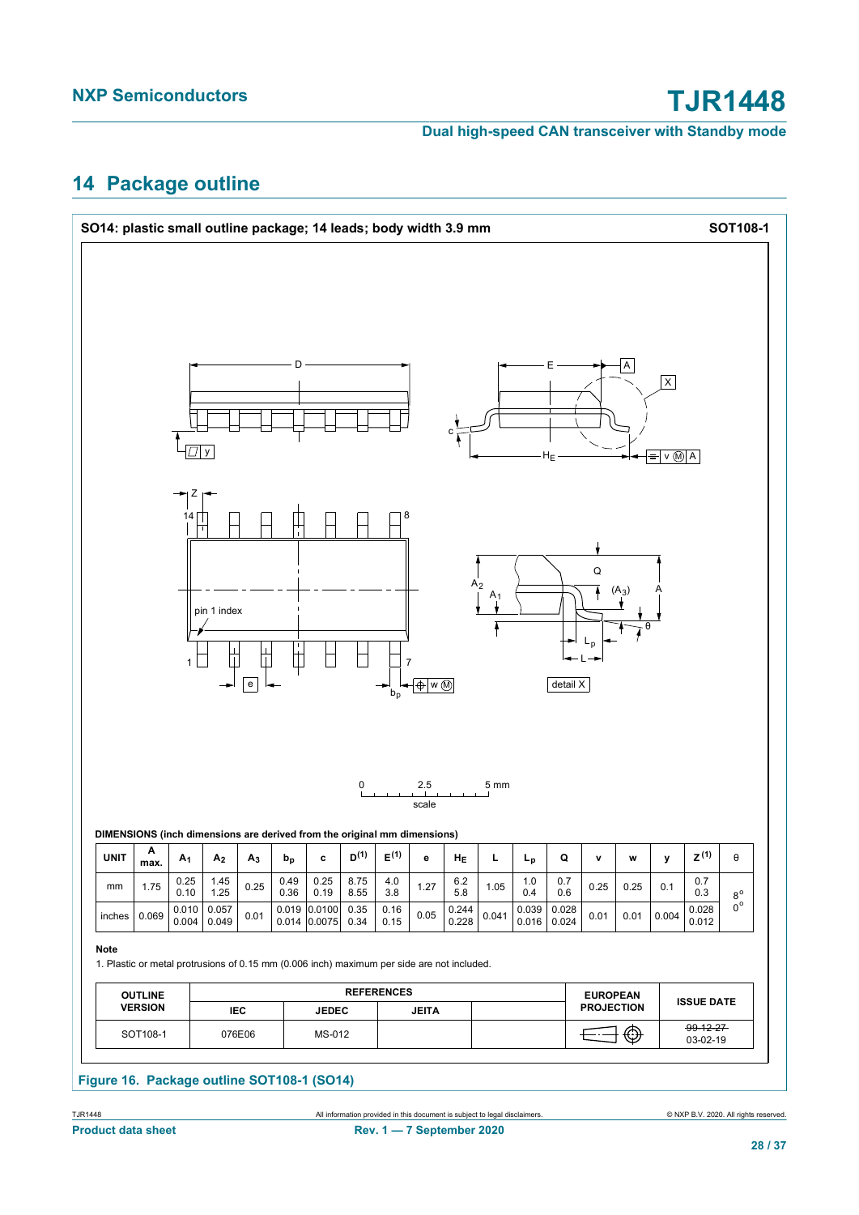## 14 Package outline

**SO14: plastic small outline package; 14 leads; body width 3.9 mm** **SOT108-1**

DIMENSIONS (inch dimensions are derived from the original mm dimensions)

| UNIT | A max. | $A_1$ | $A_2$ | $A_3$ | $b_p$ | c | $D^{(1)}$ | $E^{(1)}$ | e | $H_E$ | L | $L_p$ | Q | v | w | y | $Z^{(1)}$ | θ |
|---|---|---|---|---|---|---|---|---|---|---|---|---|---|---|---|---|---|---|
| mm | 1.75 | 0.25<br>0.10 | 1.45<br>1.25 | 0.25 | 0.49<br>0.36 | 0.25<br>0.19 | 8.75<br>8.55 | 4.0<br>3.8 | 1.27 | 6.2<br>5.8 | 1.05 | 1.0<br>0.4 | 0.7<br>0.6 | 0.25 | 0.25 | 0.1 | 0.7<br>0.3 | 8°<br>0° |
| inches | 0.069 | 0.010<br>0.004 | 0.057<br>0.049 | 0.01 | 0.019<br>0.014 | 0.0100<br>0.0075 | 0.35<br>0.34 | 0.16<br>0.15 | 0.05 | 0.244<br>0.228 | 0.041 | 0.039<br>0.016 | 0.028<br>0.024 | 0.01 | 0.01 | 0.004 | 0.028<br>0.012 | |

**Note**

1. Plastic or metal protrusions of 0.15 mm (0.006 inch) maximum per side are not included.

| OUTLINE VERSION | REFERENCES | | | | EUROPEAN PROJECTION | ISSUE DATE |
|---|---|---|---|---|---|---|
| | IEC | JEDEC | JEITA | | | |
| SOT108-1 | 076E06 | MS-012 | | | | ~~99-12-27~~<br>03-02-19 |

**Figure 16. Package outline SOT108-1 (SO14)**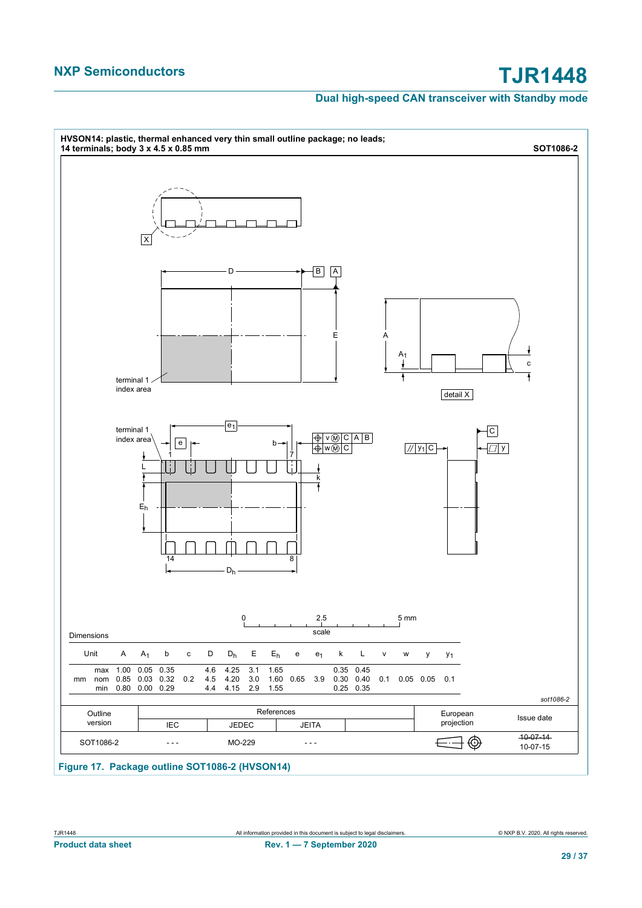HVSON14: plastic, thermal enhanced very thin small outline package; no leads; 14 terminals; body 3 x 4.5 x 0.85 mm

SOT1086-2

0 — 2.5 — 5 mm
scale

Dimensions

| Unit | | A | $A_1$ | b | c | D | $D_h$ | E | $E_h$ | e | $e_1$ | k | L | v | w | y | $y_1$ |
|---|---|---|---|---|---|---|---|---|---|---|---|---|---|---|---|---|---|
| mm | max | 1.00 | 0.05 | 0.35 | | 4.6 | 4.25 | 3.1 | 1.65 | | | 0.35 | 0.45 | | | | |
| | nom | 0.85 | 0.03 | 0.32 | 0.2 | 4.5 | 4.20 | 3.0 | 1.60 | 0.65 | 3.9 | 0.30 | 0.40 | 0.1 | 0.05 | 0.05 | 0.1 |
| | min | 0.80 | 0.00 | 0.29 | | 4.4 | 4.15 | 2.9 | 1.55 | | | 0.25 | 0.35 | | | | |

*sot1086-2*

| Outline version | References | | | | European projection | Issue date |
|---|---|---|---|---|---|---|
| | IEC | JEDEC | JEITA | | | |
| SOT1086-2 | - - - | MO-229 | - - - | | | ~~10-07-14~~ 10-07-15 |

**Figure 17. Package outline SOT1086-2 (HVSON14)**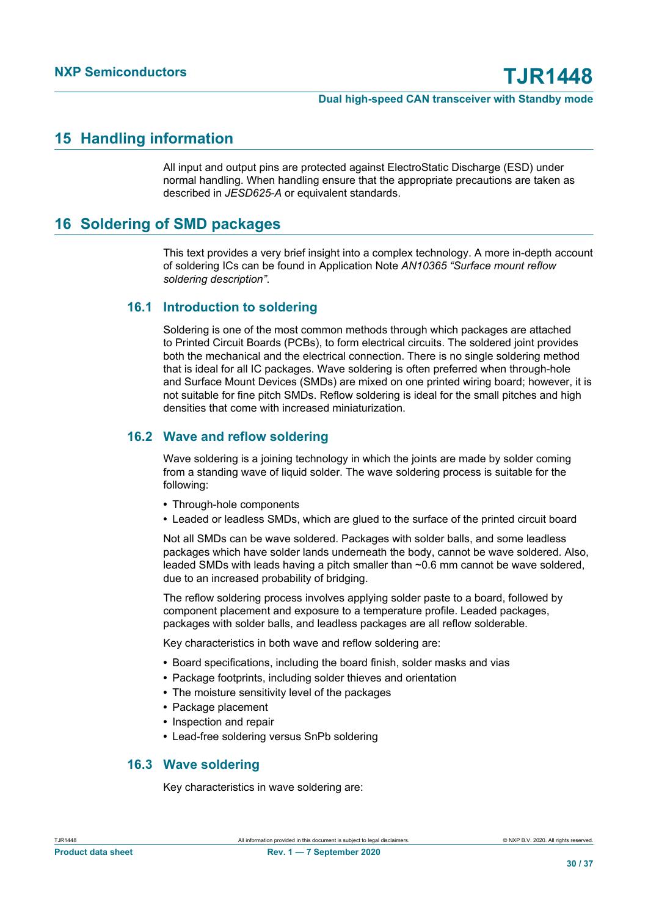## 15 Handling information

All input and output pins are protected against ElectroStatic Discharge (ESD) under normal handling. When handling ensure that the appropriate precautions are taken as described in *JESD625-A* or equivalent standards.

## 16 Soldering of SMD packages

This text provides a very brief insight into a complex technology. A more in-depth account of soldering ICs can be found in Application Note *AN10365 "Surface mount reflow soldering description"*.

### 16.1 Introduction to soldering

Soldering is one of the most common methods through which packages are attached to Printed Circuit Boards (PCBs), to form electrical circuits. The soldered joint provides both the mechanical and the electrical connection. There is no single soldering method that is ideal for all IC packages. Wave soldering is often preferred when through-hole and Surface Mount Devices (SMDs) are mixed on one printed wiring board; however, it is not suitable for fine pitch SMDs. Reflow soldering is ideal for the small pitches and high densities that come with increased miniaturization.

### 16.2 Wave and reflow soldering

Wave soldering is a joining technology in which the joints are made by solder coming from a standing wave of liquid solder. The wave soldering process is suitable for the following:

- Through-hole components
- Leaded or leadless SMDs, which are glued to the surface of the printed circuit board

Not all SMDs can be wave soldered. Packages with solder balls, and some leadless packages which have solder lands underneath the body, cannot be wave soldered. Also, leaded SMDs with leads having a pitch smaller than ~0.6 mm cannot be wave soldered, due to an increased probability of bridging.

The reflow soldering process involves applying solder paste to a board, followed by component placement and exposure to a temperature profile. Leaded packages, packages with solder balls, and leadless packages are all reflow solderable.

Key characteristics in both wave and reflow soldering are:

- Board specifications, including the board finish, solder masks and vias
- Package footprints, including solder thieves and orientation
- The moisture sensitivity level of the packages
- Package placement
- Inspection and repair
- Lead-free soldering versus SnPb soldering

### 16.3 Wave soldering

Key characteristics in wave soldering are: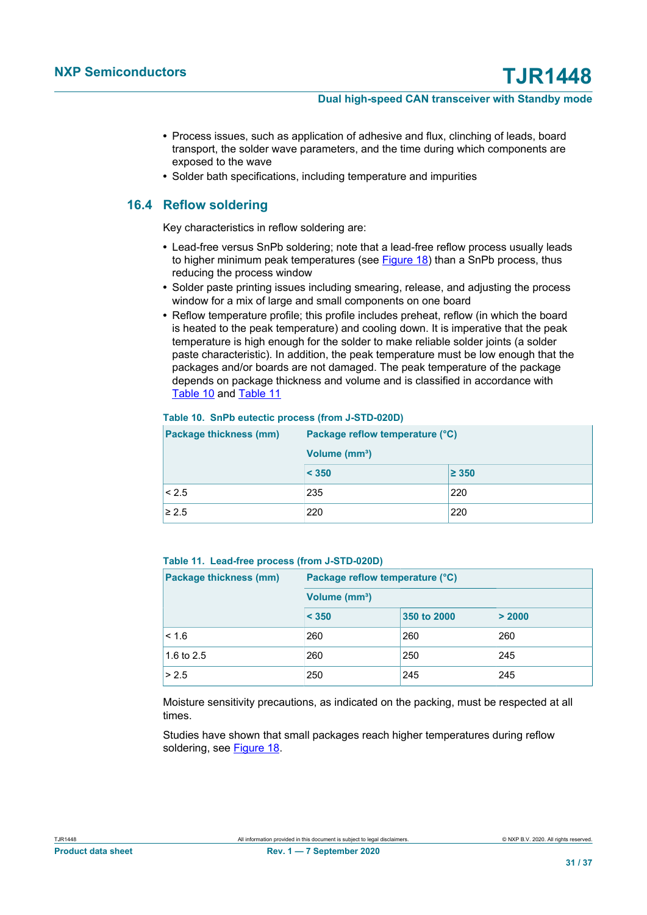- Process issues, such as application of adhesive and flux, clinching of leads, board transport, the solder wave parameters, and the time during which components are exposed to the wave
- Solder bath specifications, including temperature and impurities

## 16.4 Reflow soldering

Key characteristics in reflow soldering are:

- Lead-free versus SnPb soldering; note that a lead-free reflow process usually leads to higher minimum peak temperatures (see Figure 18) than a SnPb process, thus reducing the process window
- Solder paste printing issues including smearing, release, and adjusting the process window for a mix of large and small components on one board
- Reflow temperature profile; this profile includes preheat, reflow (in which the board is heated to the peak temperature) and cooling down. It is imperative that the peak temperature is high enough for the solder to make reliable solder joints (a solder paste characteristic). In addition, the peak temperature must be low enough that the packages and/or boards are not damaged. The peak temperature of the package depends on package thickness and volume and is classified in accordance with Table 10 and Table 11

**Table 10. SnPb eutectic process (from J-STD-020D)**

| Package thickness (mm) | Package reflow temperature (°C) Volume (mm³) | |
|---|---|---|
| | < 350 | ≥ 350 |
| < 2.5 | 235 | 220 |
| ≥ 2.5 | 220 | 220 |

**Table 11. Lead-free process (from J-STD-020D)**

| Package thickness (mm) | Package reflow temperature (°C) Volume (mm³) | | |
|---|---|---|---|
| | < 350 | 350 to 2000 | > 2000 |
| < 1.6 | 260 | 260 | 260 |
| 1.6 to 2.5 | 260 | 250 | 245 |
| > 2.5 | 250 | 245 | 245 |

Moisture sensitivity precautions, as indicated on the packing, must be respected at all times.

Studies have shown that small packages reach higher temperatures during reflow soldering, see Figure 18.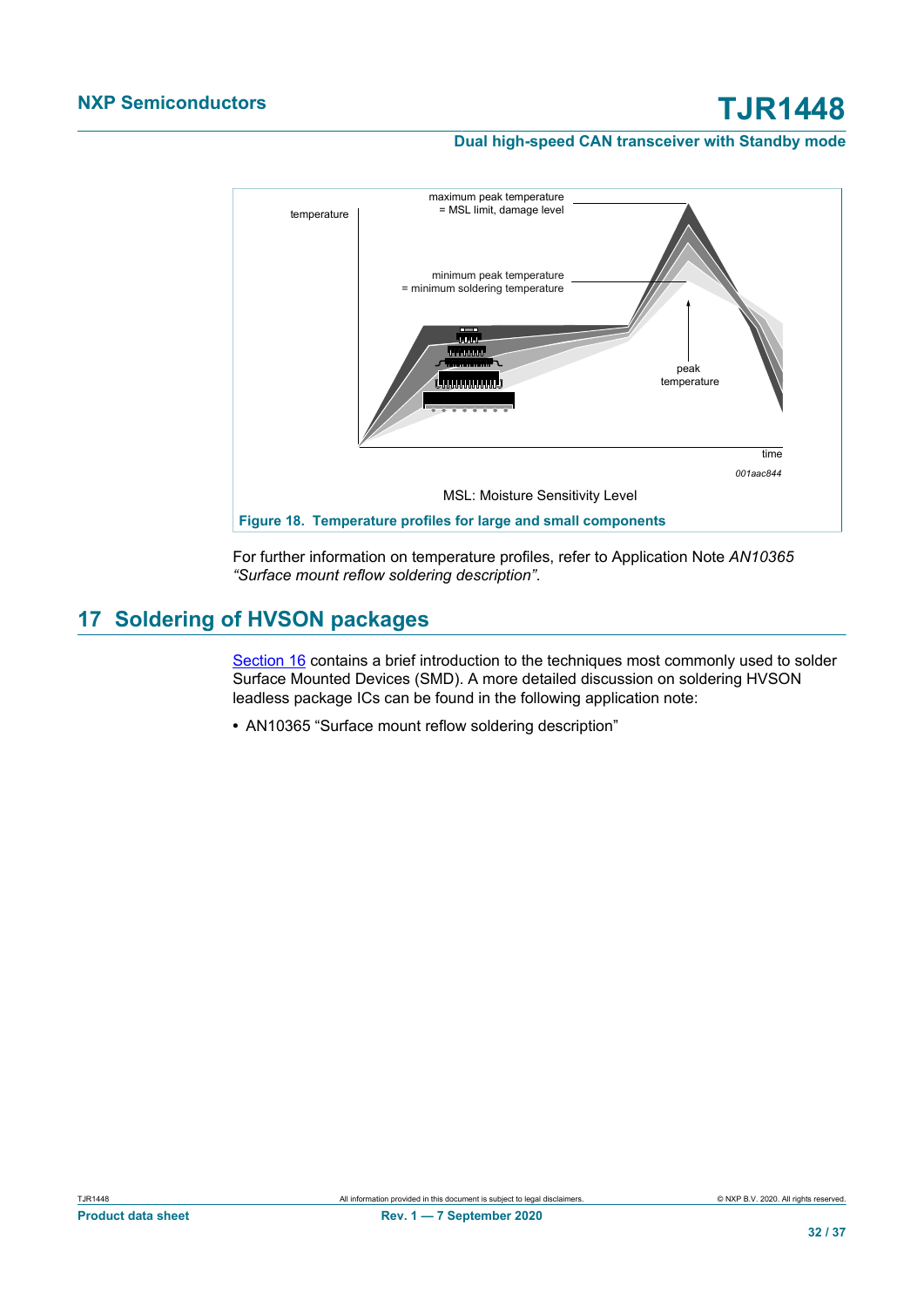MSL: Moisture Sensitivity Level

**Figure 18. Temperature profiles for large and small components**

For further information on temperature profiles, refer to Application Note *AN10365 "Surface mount reflow soldering description"*.

## 17 Soldering of HVSON packages

Section 16 contains a brief introduction to the techniques most commonly used to solder Surface Mounted Devices (SMD). A more detailed discussion on soldering HVSON leadless package ICs can be found in the following application note:

- AN10365 "Surface mount reflow soldering description"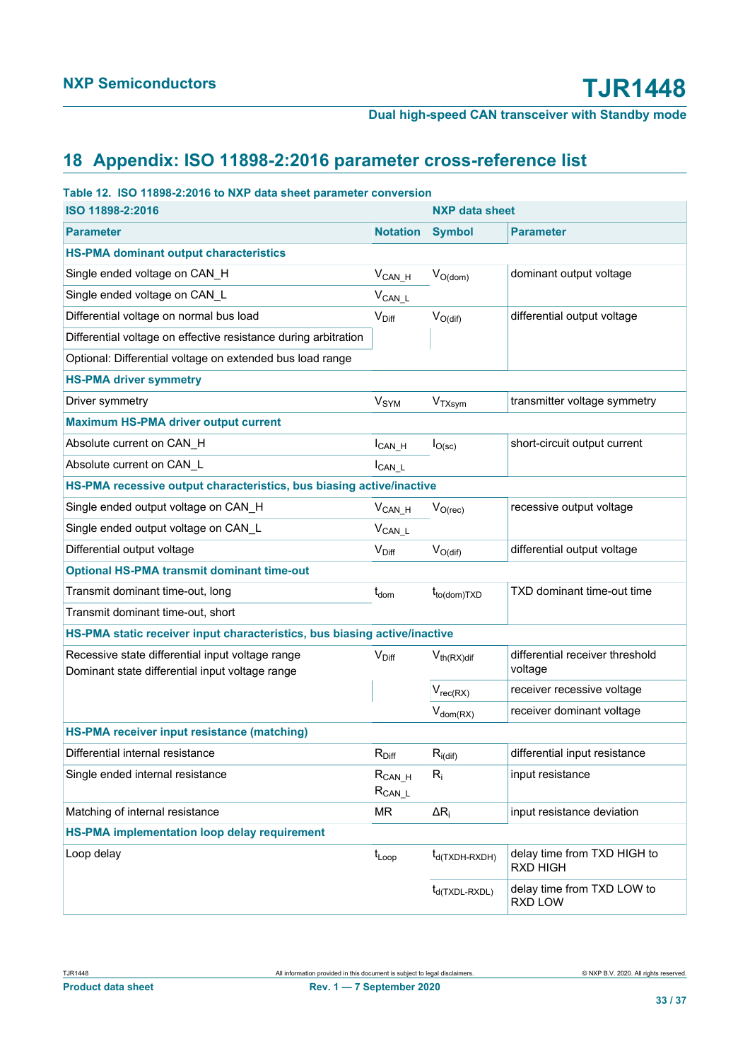## 18 Appendix: ISO 11898-2:2016 parameter cross-reference list

**Table 12. ISO 11898-2:2016 to NXP data sheet parameter conversion**

| ISO 11898-2:2016 | | NXP data sheet | |
|---|---|---|---|
| **Parameter** | **Notation** | **Symbol** | **Parameter** |
| **HS-PMA dominant output characteristics** | | | |
| Single ended voltage on CAN_H | $V_{CAN\_H}$ | $V_{O(dom)}$ | dominant output voltage |
| Single ended voltage on CAN_L | $V_{CAN\_L}$ | | |
| Differential voltage on normal bus load | $V_{Diff}$ | $V_{O(dif)}$ | differential output voltage |
| Differential voltage on effective resistance during arbitration | | | |
| Optional: Differential voltage on extended bus load range | | | |
| **HS-PMA driver symmetry** | | | |
| Driver symmetry | $V_{SYM}$ | $V_{TXsym}$ | transmitter voltage symmetry |
| **Maximum HS-PMA driver output current** | | | |
| Absolute current on CAN_H | $I_{CAN\_H}$ | $I_{O(sc)}$ | short-circuit output current |
| Absolute current on CAN_L | $I_{CAN\_L}$ | | |
| **HS-PMA recessive output characteristics, bus biasing active/inactive** | | | |
| Single ended output voltage on CAN_H | $V_{CAN\_H}$ | $V_{O(rec)}$ | recessive output voltage |
| Single ended output voltage on CAN_L | $V_{CAN\_L}$ | | |
| Differential output voltage | $V_{Diff}$ | $V_{O(dif)}$ | differential output voltage |
| **Optional HS-PMA transmit dominant time-out** | | | |
| Transmit dominant time-out, long | $t_{dom}$ | $t_{to(dom)TXD}$ | TXD dominant time-out time |
| Transmit dominant time-out, short | | | |
| **HS-PMA static receiver input characteristics, bus biasing active/inactive** | | | |
| Recessive state differential input voltage range<br>Dominant state differential input voltage range | $V_{Diff}$ | $V_{th(RX)dif}$ | differential receiver threshold voltage |
| | | $V_{rec(RX)}$ | receiver recessive voltage |
| | | $V_{dom(RX)}$ | receiver dominant voltage |
| **HS-PMA receiver input resistance (matching)** | | | |
| Differential internal resistance | $R_{Diff}$ | $R_{i(dif)}$ | differential input resistance |
| Single ended internal resistance | $R_{CAN\_H}$<br>$R_{CAN\_L}$ | $R_i$ | input resistance |
| Matching of internal resistance | MR | $\Delta R_i$ | input resistance deviation |
| **HS-PMA implementation loop delay requirement** | | | |
| Loop delay | $t_{Loop}$ | $t_{d(TXDH-RXDH)}$ | delay time from TXD HIGH to RXD HIGH |
| | | $t_{d(TXDL-RXDL)}$ | delay time from TXD LOW to RXD LOW |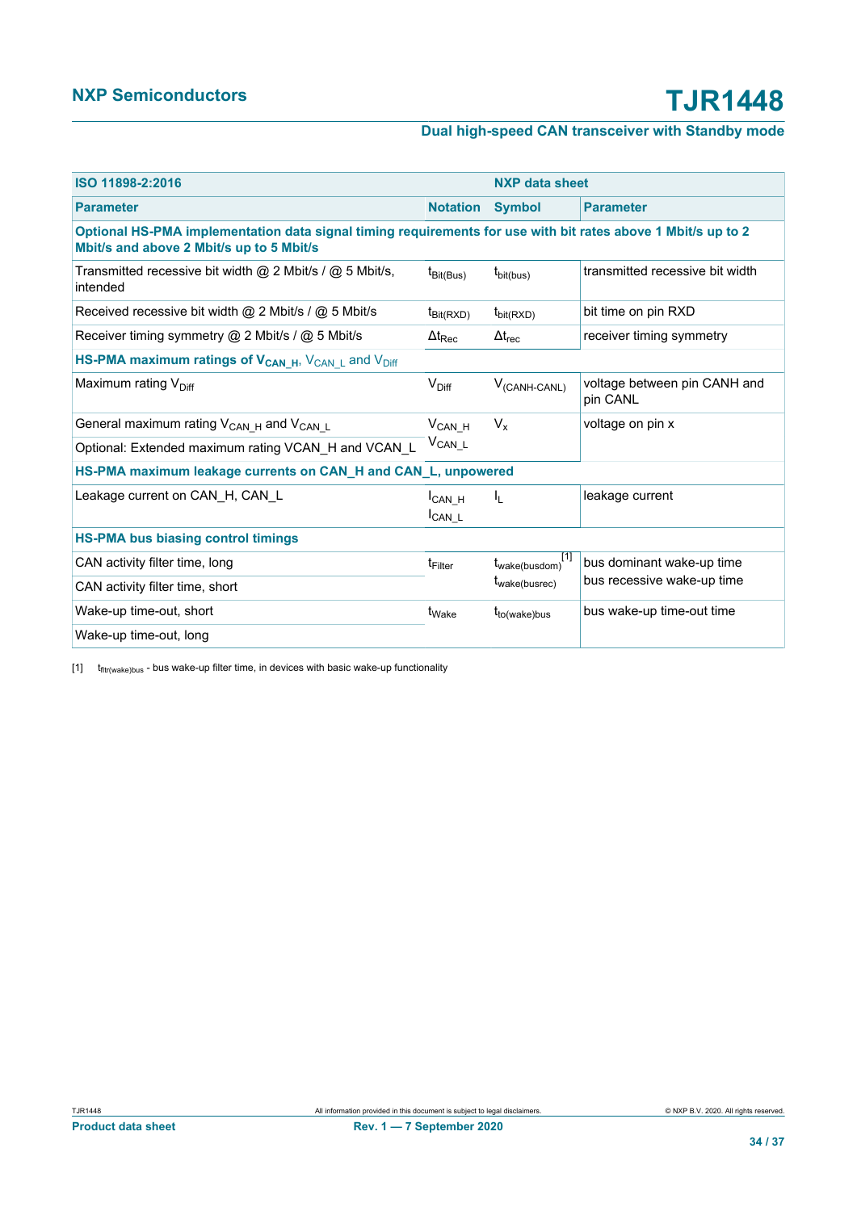| ISO 11898-2:2016 | | NXP data sheet | |
|---|---|---|---|
| **Parameter** | **Notation** | **Symbol** | **Parameter** |
| **Optional HS-PMA implementation data signal timing requirements for use with bit rates above 1 Mbit/s up to 2 Mbit/s and above 2 Mbit/s up to 5 Mbit/s** | | | |
| Transmitted recessive bit width @ 2 Mbit/s / @ 5 Mbit/s, intended | $t_{Bit(Bus)}$ | $t_{bit(bus)}$ | transmitted recessive bit width |
| Received recessive bit width @ 2 Mbit/s / @ 5 Mbit/s | $t_{Bit(RXD)}$ | $t_{bit(RXD)}$ | bit time on pin RXD |
| Receiver timing symmetry @ 2 Mbit/s / @ 5 Mbit/s | $\Delta t_{Rec}$ | $\Delta t_{rec}$ | receiver timing symmetry |
| **HS-PMA maximum ratings of $V_{CAN\_H}$, $V_{CAN\_L}$ and $V_{Diff}$** | | | |
| Maximum rating $V_{Diff}$ | $V_{Diff}$ | $V_{(CANH-CANL)}$ | voltage between pin CANH and pin CANL |
| General maximum rating $V_{CAN\_H}$ and $V_{CAN\_L}$ | $V_{CAN\_H}$ | $V_x$ | voltage on pin x |
| Optional: Extended maximum rating VCAN_H and VCAN_L | $V_{CAN\_L}$ | | |
| **HS-PMA maximum leakage currents on CAN_H and CAN_L, unpowered** | | | |
| Leakage current on CAN_H, CAN_L | $I_{CAN\_H}$ $I_{CAN\_L}$ | $I_L$ | leakage current |
| **HS-PMA bus biasing control timings** | | | |
| CAN activity filter time, long | $t_{Filter}$ | $t_{wake(busdom)}$[1] | bus dominant wake-up time |
| CAN activity filter time, short | | $t_{wake(busrec)}$ | bus recessive wake-up time |
| Wake-up time-out, short | $t_{Wake}$ | $t_{to(wake)bus}$ | bus wake-up time-out time |
| Wake-up time-out, long | | | |

[1] $t_{fltr(wake)bus}$ - bus wake-up filter time, in devices with basic wake-up functionality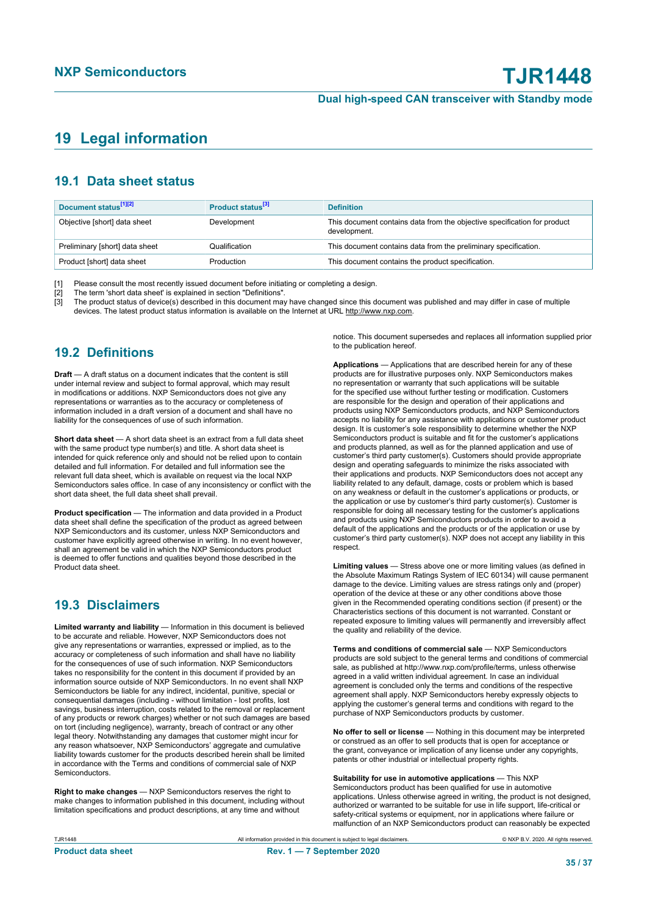# 19 Legal information

## 19.1 Data sheet status

| Document status[1][2] | Product status[3] | Definition |
|---|---|---|
| Objective [short] data sheet | Development | This document contains data from the objective specification for product development. |
| Preliminary [short] data sheet | Qualification | This document contains data from the preliminary specification. |
| Product [short] data sheet | Production | This document contains the product specification. |

[1] Please consult the most recently issued document before initiating or completing a design.
[2] The term 'short data sheet' is explained in section "Definitions".
[3] The product status of device(s) described in this document may have changed since this document was published and may differ in case of multiple devices. The latest product status information is available on the Internet at URL http://www.nxp.com.

## 19.2 Definitions

**Draft** — A draft status on a document indicates that the content is still under internal review and subject to formal approval, which may result in modifications or additions. NXP Semiconductors does not give any representations or warranties as to the accuracy or completeness of information included in a draft version of a document and shall have no liability for the consequences of use of such information.

**Short data sheet** — A short data sheet is an extract from a full data sheet with the same product type number(s) and title. A short data sheet is intended for quick reference only and should not be relied upon to contain detailed and full information. For detailed and full information see the relevant full data sheet, which is available on request via the local NXP Semiconductors sales office. In case of any inconsistency or conflict with the short data sheet, the full data sheet shall prevail.

**Product specification** — The information and data provided in a Product data sheet shall define the specification of the product as agreed between NXP Semiconductors and its customer, unless NXP Semiconductors and customer have explicitly agreed otherwise in writing. In no event however, shall an agreement be valid in which the NXP Semiconductors product is deemed to offer functions and qualities beyond those described in the Product data sheet.

## 19.3 Disclaimers

**Limited warranty and liability** — Information in this document is believed to be accurate and reliable. However, NXP Semiconductors does not give any representations or warranties, expressed or implied, as to the accuracy or completeness of such information and shall have no liability for the consequences of use of such information. NXP Semiconductors takes no responsibility for the content in this document if provided by an information source outside of NXP Semiconductors. In no event shall NXP Semiconductors be liable for any indirect, incidental, punitive, special or consequential damages (including - without limitation - lost profits, lost savings, business interruption, costs related to the removal or replacement of any products or rework charges) whether or not such damages are based on tort (including negligence), warranty, breach of contract or any other legal theory. Notwithstanding any damages that customer might incur for any reason whatsoever, NXP Semiconductors' aggregate and cumulative liability towards customer for the products described herein shall be limited in accordance with the Terms and conditions of commercial sale of NXP Semiconductors.

**Right to make changes** — NXP Semiconductors reserves the right to make changes to information published in this document, including without limitation specifications and product descriptions, at any time and without notice. This document supersedes and replaces all information supplied prior to the publication hereof.

**Applications** — Applications that are described herein for any of these products are for illustrative purposes only. NXP Semiconductors makes no representation or warranty that such applications will be suitable for the specified use without further testing or modification. Customers are responsible for the design and operation of their applications and products using NXP Semiconductors products, and NXP Semiconductors accepts no liability for any assistance with applications or customer product design. It is customer's sole responsibility to determine whether the NXP Semiconductors product is suitable and fit for the customer's applications and products planned, as well as for the planned application and use of customer's third party customer(s). Customers should provide appropriate design and operating safeguards to minimize the risks associated with their applications and products. NXP Semiconductors does not accept any liability related to any default, damage, costs or problem which is based on any weakness or default in the customer's applications or products, or the application or use by customer's third party customer(s). Customer is responsible for doing all necessary testing for the customer's applications and products using NXP Semiconductors products in order to avoid a default of the applications and the products or of the application or use by customer's third party customer(s). NXP does not accept any liability in this respect.

**Limiting values** — Stress above one or more limiting values (as defined in the Absolute Maximum Ratings System of IEC 60134) will cause permanent damage to the device. Limiting values are stress ratings only and (proper) operation of the device at these or any other conditions above those given in the Recommended operating conditions section (if present) or the Characteristics sections of this document is not warranted. Constant or repeated exposure to limiting values will permanently and irreversibly affect the quality and reliability of the device.

**Terms and conditions of commercial sale** — NXP Semiconductors products are sold subject to the general terms and conditions of commercial sale, as published at http://www.nxp.com/profile/terms, unless otherwise agreed in a valid written individual agreement. In case an individual agreement is concluded only the terms and conditions of the respective agreement shall apply. NXP Semiconductors hereby expressly objects to applying the customer's general terms and conditions with regard to the purchase of NXP Semiconductors products by customer.

**No offer to sell or license** — Nothing in this document may be interpreted or construed as an offer to sell products that is open for acceptance or the grant, conveyance or implication of any license under any copyrights, patents or other industrial or intellectual property rights.

**Suitability for use in automotive applications** — This NXP Semiconductors product has been qualified for use in automotive applications. Unless otherwise agreed in writing, the product is not designed, authorized or warranted to be suitable for use in life support, life-critical or safety-critical systems or equipment, nor in applications where failure or malfunction of an NXP Semiconductors product can reasonably be expected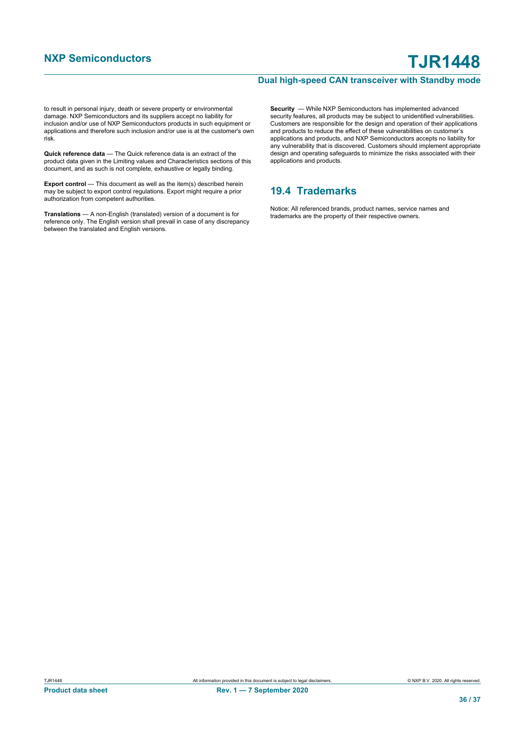to result in personal injury, death or severe property or environmental damage. NXP Semiconductors and its suppliers accept no liability for inclusion and/or use of NXP Semiconductors products in such equipment or applications and therefore such inclusion and/or use is at the customer's own risk.

**Quick reference data** — The Quick reference data is an extract of the product data given in the Limiting values and Characteristics sections of this document, and as such is not complete, exhaustive or legally binding.

**Export control** — This document as well as the item(s) described herein may be subject to export control regulations. Export might require a prior authorization from competent authorities.

**Translations** — A non-English (translated) version of a document is for reference only. The English version shall prevail in case of any discrepancy between the translated and English versions.

**Security** — While NXP Semiconductors has implemented advanced security features, all products may be subject to unidentified vulnerabilities. Customers are responsible for the design and operation of their applications and products to reduce the effect of these vulnerabilities on customer's applications and products, and NXP Semiconductors accepts no liability for any vulnerability that is discovered. Customers should implement appropriate design and operating safeguards to minimize the risks associated with their applications and products.

## 19.4 Trademarks

Notice: All referenced brands, product names, service names and trademarks are the property of their respective owners.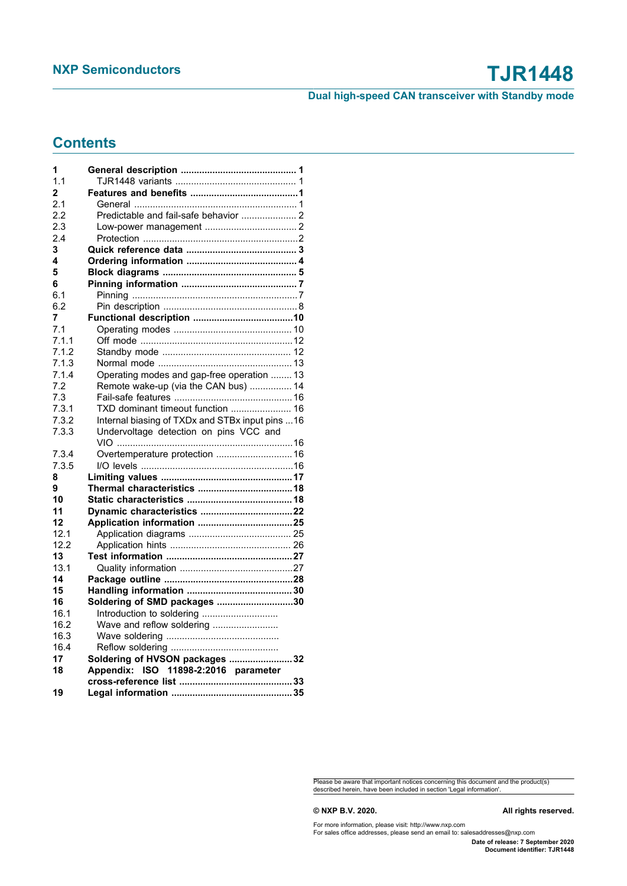## Contents

| | | |
|---|---|---|
| **1** | **General description** | **1** |
| 1.1 | TJR1448 variants | 1 |
| **2** | **Features and benefits** | **1** |
| 2.1 | General | 1 |
| 2.2 | Predictable and fail-safe behavior | 2 |
| 2.3 | Low-power management | 2 |
| 2.4 | Protection | 2 |
| **3** | **Quick reference data** | **3** |
| **4** | **Ordering information** | **4** |
| **5** | **Block diagrams** | **5** |
| **6** | **Pinning information** | **7** |
| 6.1 | Pinning | 7 |
| 6.2 | Pin description | 8 |
| **7** | **Functional description** | **10** |
| 7.1 | Operating modes | 10 |
| 7.1.1 | Off mode | 12 |
| 7.1.2 | Standby mode | 12 |
| 7.1.3 | Normal mode | 13 |
| 7.1.4 | Operating modes and gap-free operation | 13 |
| 7.2 | Remote wake-up (via the CAN bus) | 14 |
| 7.3 | Fail-safe features | 16 |
| 7.3.1 | TXD dominant timeout function | 16 |
| 7.3.2 | Internal biasing of TXDx and STBx input pins | 16 |
| 7.3.3 | Undervoltage detection on pins VCC and VIO | 16 |
| 7.3.4 | Overtemperature protection | 16 |
| 7.3.5 | I/O levels | 16 |
| **8** | **Limiting values** | **17** |
| **9** | **Thermal characteristics** | **18** |
| **10** | **Static characteristics** | **18** |
| **11** | **Dynamic characteristics** | **22** |
| **12** | **Application information** | **25** |
| 12.1 | Application diagrams | 25 |
| 12.2 | Application hints | 26 |
| **13** | **Test information** | **27** |
| 13.1 | Quality information | 27 |
| **14** | **Package outline** | **28** |
| **15** | **Handling information** | **30** |
| **16** | **Soldering of SMD packages** | **30** |
| 16.1 | Introduction to soldering | |
| 16.2 | Wave and reflow soldering | |
| 16.3 | Wave soldering | |
| 16.4 | Reflow soldering | |
| **17** | **Soldering of HVSON packages** | **32** |
| **18** | **Appendix: ISO 11898-2:2016 parameter cross-reference list** | **33** |
| **19** | **Legal information** | **35** |

Please be aware that important notices concerning this document and the product(s) described herein, have been included in section 'Legal information'.

**© NXP B.V. 2020. All rights reserved.**

For more information, please visit: http://www.nxp.com
For sales office addresses, please send an email to: salesaddresses@nxp.com

**Date of release: 7 September 2020**
**Document identifier: TJR1448**